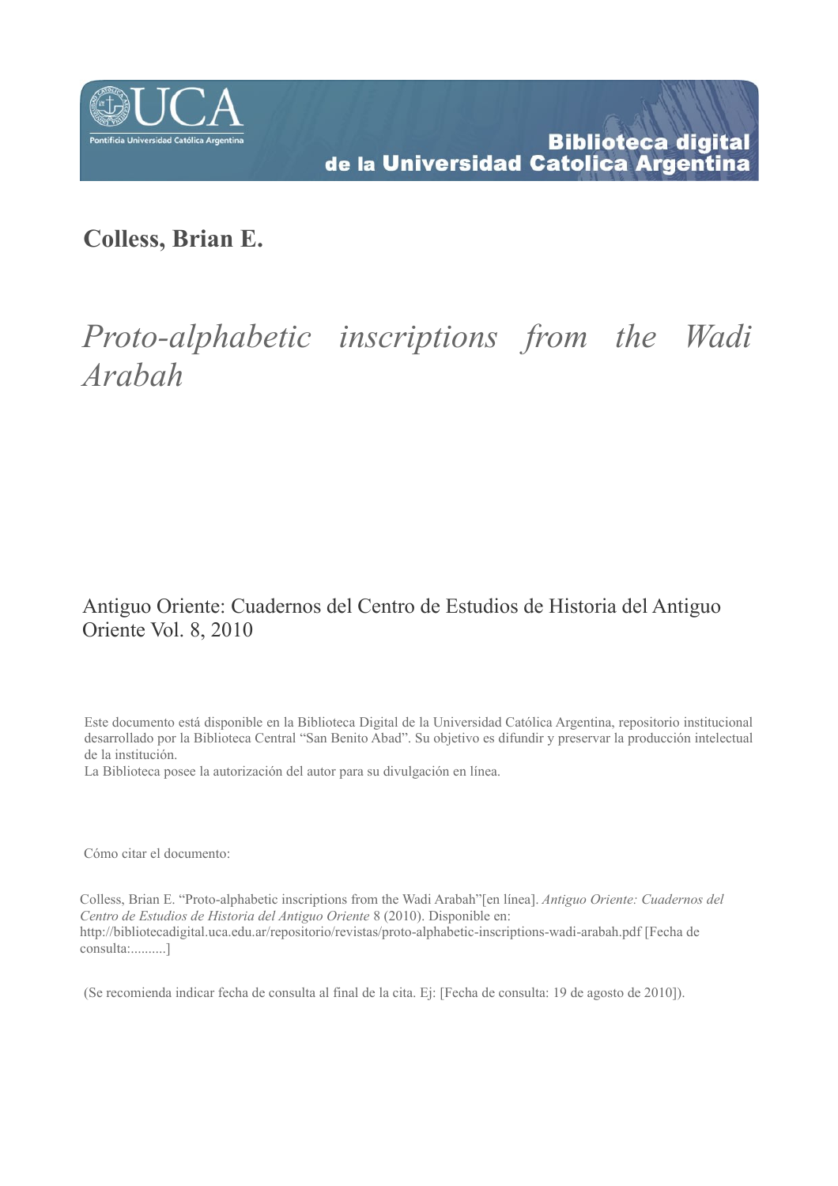**Colless, Brian E.**

# *Proto-alphabetic inscriptions from the Wadi Arabah*

Antiguo Oriente: Cuadernos del Centro de Estudios de Historia del Antiguo Oriente Vol. 8, 2010

Este documento está disponible en la Biblioteca Digital de la Universidad Católica Argentina, repositorio institucional desarrollado por la Biblioteca Central "San Benito Abad". Su objetivo es difundir y preservar la producción intelectual de la institución.
La Biblioteca posee la autorización del autor para su divulgación en línea.

Cómo citar el documento:

Colless, Brian E. "Proto-alphabetic inscriptions from the Wadi Arabah"[en línea]. *Antiguo Oriente: Cuadernos del Centro de Estudios de Historia del Antiguo Oriente* 8 (2010). Disponible en: http://bibliotecadigital.uca.edu.ar/repositorio/revistas/proto-alphabetic-inscriptions-wadi-arabah.pdf [Fecha de consulta:..........]

(Se recomienda indicar fecha de consulta al final de la cita. Ej: [Fecha de consulta: 19 de agosto de 2010]).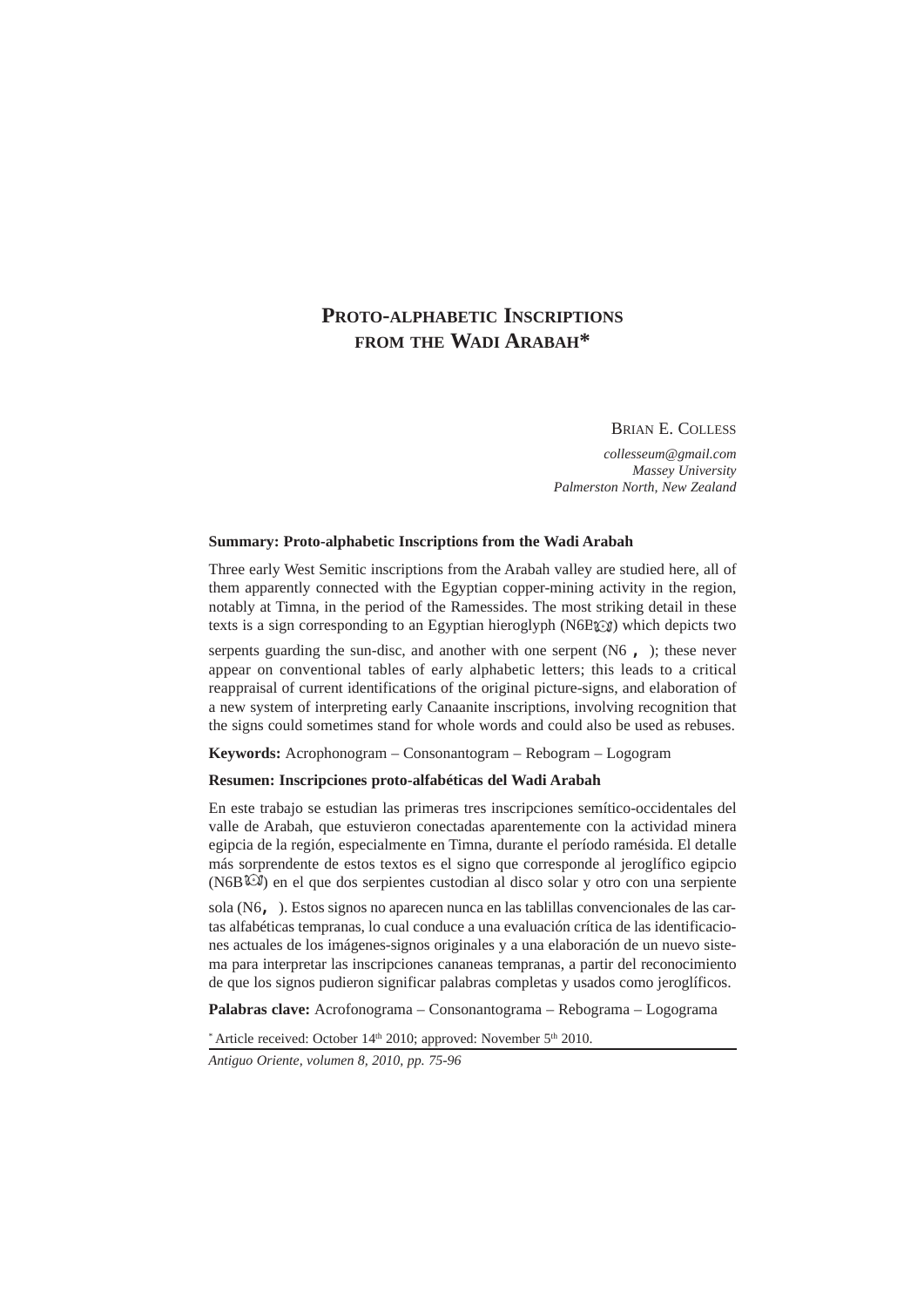# Proto-alphabetic Inscriptions from the Wadi Arabah*

BRIAN E. COLLESS

*collesseum@gmail.com*
*Massey University*
*Palmerston North, New Zealand*

**Summary: Proto-alphabetic Inscriptions from the Wadi Arabah**

Three early West Semitic inscriptions from the Arabah valley are studied here, all of them apparently connected with the Egyptian copper-mining activity in the region, notably at Timna, in the period of the Ramessides. The most striking detail in these texts is a sign corresponding to an Egyptian hieroglyph (N6B) which depicts two serpents guarding the sun-disc, and another with one serpent (N6 ); these never appear on conventional tables of early alphabetic letters; this leads to a critical reappraisal of current identifications of the original picture-signs, and elaboration of a new system of interpreting early Canaanite inscriptions, involving recognition that the signs could sometimes stand for whole words and could also be used as rebuses.

**Keywords:** Acrophonogram – Consonantogram – Rebogram – Logogram

**Resumen: Inscripciones proto-alfabéticas del Wadi Arabah**

En este trabajo se estudian las primeras tres inscripciones semítico-occidentales del valle de Arabah, que estuvieron conectadas aparentemente con la actividad minera egipcia de la región, especialmente en Timna, durante el período ramésida. El detalle más sorprendente de estos textos es el signo que corresponde al jeroglífico egipcio (N6B) en el que dos serpientes custodian al disco solar y otro con una serpiente sola (N6, ). Estos signos no aparecen nunca en las tablillas convencionales de las cartas alfabéticas tempranas, lo cual conduce a una evaluación crítica de las identificaciones actuales de los imágenes-signos originales y a una elaboración de un nuevo sistema para interpretar las inscripciones cananeas tempranas, a partir del reconocimiento de que los signos pudieron significar palabras completas y usados como jeroglíficos.

**Palabras clave:** Acrofonograma – Consonantograma – Rebograma – Logograma

* Article received: October 14th 2010; approved: November 5th 2010.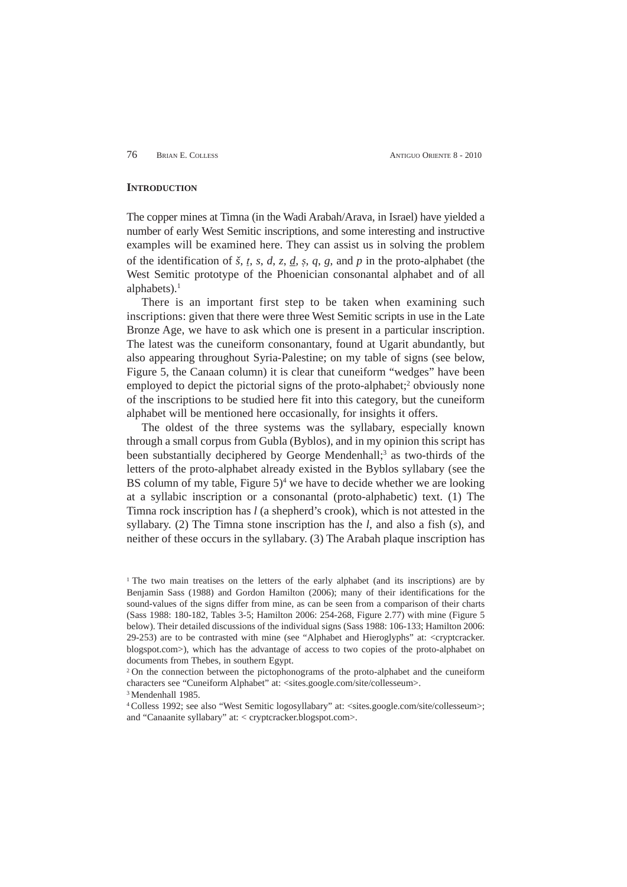## INTRODUCTION

The copper mines at Timna (in the Wadi Arabah/Arava, in Israel) have yielded a number of early West Semitic inscriptions, and some interesting and instructive examples will be examined here. They can assist us in solving the problem of the identification of *š*, *ṯ*, *s*, *d*, *z*, *ḏ*, *ṣ*, *q*, *g*, and *p* in the proto-alphabet (the West Semitic prototype of the Phoenician consonantal alphabet and of all alphabets).[1]

There is an important first step to be taken when examining such inscriptions: given that there were three West Semitic scripts in use in the Late Bronze Age, we have to ask which one is present in a particular inscription. The latest was the cuneiform consonantary, found at Ugarit abundantly, but also appearing throughout Syria-Palestine; on my table of signs (see below, Figure 5, the Canaan column) it is clear that cuneiform "wedges" have been employed to depict the pictorial signs of the proto-alphabet;[2] obviously none of the inscriptions to be studied here fit into this category, but the cuneiform alphabet will be mentioned here occasionally, for insights it offers.

The oldest of the three systems was the syllabary, especially known through a small corpus from Gubla (Byblos), and in my opinion this script has been substantially deciphered by George Mendenhall;[3] as two-thirds of the letters of the proto-alphabet already existed in the Byblos syllabary (see the BS column of my table, Figure 5)[4] we have to decide whether we are looking at a syllabic inscription or a consonantal (proto-alphabetic) text. (1) The Timna rock inscription has *l* (a shepherd's crook), which is not attested in the syllabary. (2) The Timna stone inscription has the *l*, and also a fish (*s*), and neither of these occurs in the syllabary. (3) The Arabah plaque inscription has

[1] The two main treatises on the letters of the early alphabet (and its inscriptions) are by Benjamin Sass (1988) and Gordon Hamilton (2006); many of their identifications for the sound-values of the signs differ from mine, as can be seen from a comparison of their charts (Sass 1988: 180-182, Tables 3-5; Hamilton 2006: 254-268, Figure 2.77) with mine (Figure 5 below). Their detailed discussions of the individual signs (Sass 1988: 106-133; Hamilton 2006: 29-253) are to be contrasted with mine (see "Alphabet and Hieroglyphs" at: <cryptcracker.blogspot.com>), which has the advantage of access to two copies of the proto-alphabet on documents from Thebes, in southern Egypt.

[2] On the connection between the pictophonograms of the proto-alphabet and the cuneiform characters see "Cuneiform Alphabet" at: <sites.google.com/site/collesseum>.

[3] Mendenhall 1985.

[4] Colless 1992; see also "West Semitic logosyllabary" at: <sites.google.com/site/collesseum>; and "Canaanite syllabary" at: < cryptcracker.blogspot.com>.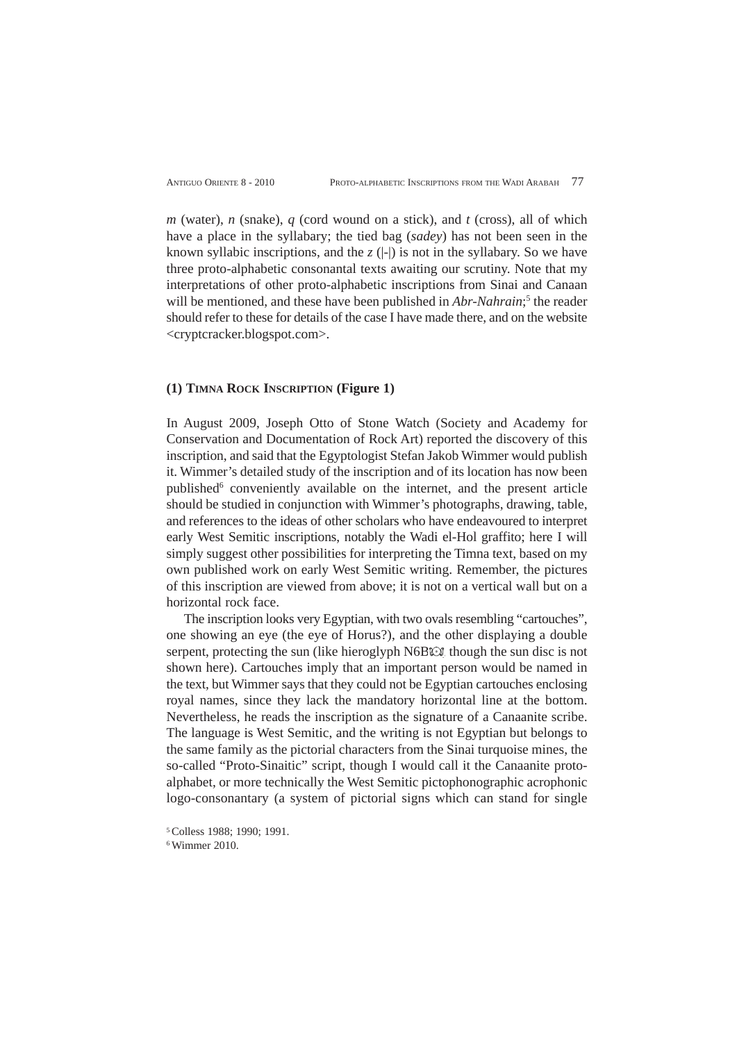*m* (water), *n* (snake), *q* (cord wound on a stick), and *t* (cross), all of which have a place in the syllabary; the tied bag (*sadey*) has not been seen in the known syllabic inscriptions, and the *z* (|-|) is not in the syllabary. So we have three proto-alphabetic consonantal texts awaiting our scrutiny. Note that my interpretations of other proto-alphabetic inscriptions from Sinai and Canaan will be mentioned, and these have been published in *Abr-Nahrain*;[5] the reader should refer to these for details of the case I have made there, and on the website <cryptcracker.blogspot.com>.

## (1) Timna Rock Inscription (Figure 1)

In August 2009, Joseph Otto of Stone Watch (Society and Academy for Conservation and Documentation of Rock Art) reported the discovery of this inscription, and said that the Egyptologist Stefan Jakob Wimmer would publish it. Wimmer's detailed study of the inscription and of its location has now been published[6] conveniently available on the internet, and the present article should be studied in conjunction with Wimmer's photographs, drawing, table, and references to the ideas of other scholars who have endeavoured to interpret early West Semitic inscriptions, notably the Wadi el-Hol graffito; here I will simply suggest other possibilities for interpreting the Timna text, based on my own published work on early West Semitic writing. Remember, the pictures of this inscription are viewed from above; it is not on a vertical wall but on a horizontal rock face.

The inscription looks very Egyptian, with two ovals resembling "cartouches", one showing an eye (the eye of Horus?), and the other displaying a double serpent, protecting the sun (like hieroglyph N6B, though the sun disc is not shown here). Cartouches imply that an important person would be named in the text, but Wimmer says that they could not be Egyptian cartouches enclosing royal names, since they lack the mandatory horizontal line at the bottom. Nevertheless, he reads the inscription as the signature of a Canaanite scribe. The language is West Semitic, and the writing is not Egyptian but belongs to the same family as the pictorial characters from the Sinai turquoise mines, the so-called "Proto-Sinaitic" script, though I would call it the Canaanite proto-alphabet, or more technically the West Semitic pictophonographic acrophonic logo-consonantary (a system of pictorial signs which can stand for single

[5] Colless 1988; 1990; 1991.

[6] Wimmer 2010.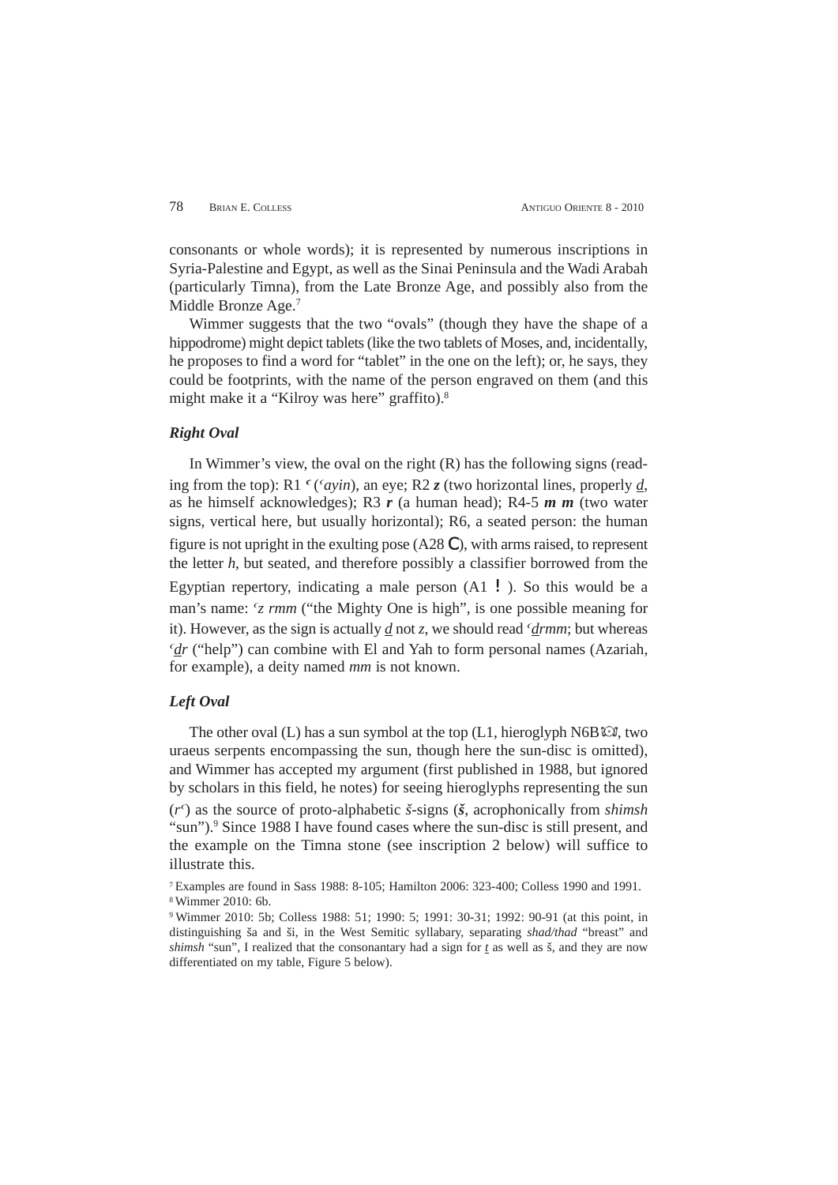consonants or whole words); it is represented by numerous inscriptions in Syria-Palestine and Egypt, as well as the Sinai Peninsula and the Wadi Arabah (particularly Timna), from the Late Bronze Age, and possibly also from the Middle Bronze Age.[7]

Wimmer suggests that the two "ovals" (though they have the shape of a hippodrome) might depict tablets (like the two tablets of Moses, and, incidentally, he proposes to find a word for "tablet" in the one on the left); or, he says, they could be footprints, with the name of the person engraved on them (and this might make it a "Kilroy was here" graffito).[8]

### *Right Oval*

In Wimmer's view, the oval on the right (R) has the following signs (reading from the top): R1 *ʿ* (*ʿayin*), an eye; R2 ***z*** (two horizontal lines, properly *d̲*, as he himself acknowledges); R3 ***r*** (a human head); R4-5 ***m m*** (two water signs, vertical here, but usually horizontal); R6, a seated person: the human figure is not upright in the exulting pose (A28 C), with arms raised, to represent the letter *h*, but seated, and therefore possibly a classifier borrowed from the Egyptian repertory, indicating a male person (A1 ! ). So this would be a man's name: *ʿz rmm* ("the Mighty One is high", is one possible meaning for it). However, as the sign is actually *d̲* not *z*, we should read *ʿd̲rmm*; but whereas *ʿd̲r* ("help") can combine with El and Yah to form personal names (Azariah, for example), a deity named *mm* is not known.

### *Left Oval*

The other oval (L) has a sun symbol at the top (L1, hieroglyph N6B, two uraeus serpents encompassing the sun, though here the sun-disc is omitted), and Wimmer has accepted my argument (first published in 1988, but ignored by scholars in this field, he notes) for seeing hieroglyphs representing the sun (*rʿ*) as the source of proto-alphabetic *š*-signs (***š***, acrophonically from *shimsh* "sun").[9] Since 1988 I have found cases where the sun-disc is still present, and the example on the Timna stone (see inscription 2 below) will suffice to illustrate this.

[7] Examples are found in Sass 1988: 8-105; Hamilton 2006: 323-400; Colless 1990 and 1991.

[8] Wimmer 2010: 6b.

[9] Wimmer 2010: 5b; Colless 1988: 51; 1990: 5; 1991: 30-31; 1992: 90-91 (at this point, in distinguishing ša and ši, in the West Semitic syllabary, separating *shad/thad* "breast" and *shimsh* "sun", I realized that the consonantary had a sign for *t̲* as well as š, and they are now differentiated on my table, Figure 5 below).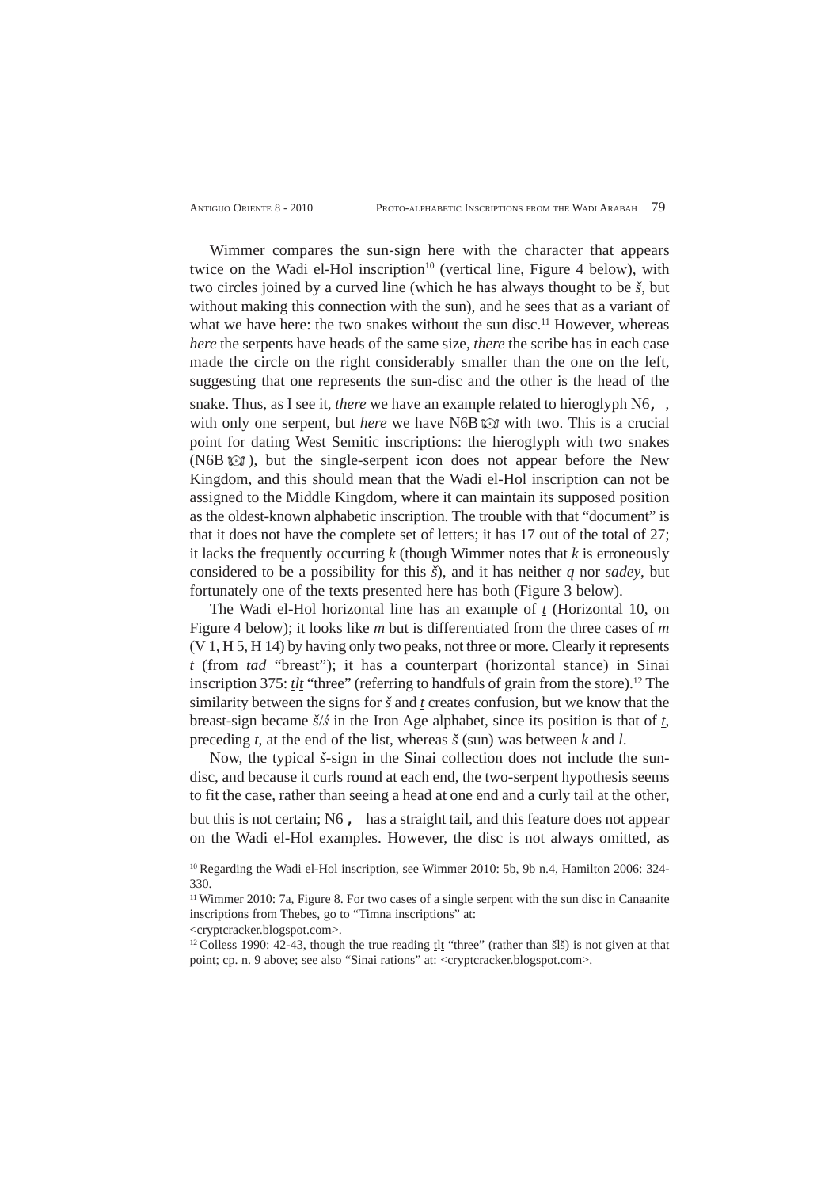Wimmer compares the sun-sign here with the character that appears twice on the Wadi el-Hol inscription[10] (vertical line, Figure 4 below), with two circles joined by a curved line (which he has always thought to be *š*, but without making this connection with the sun), and he sees that as a variant of what we have here: the two snakes without the sun disc.[11] However, whereas *here* the serpents have heads of the same size, *there* the scribe has in each case made the circle on the right considerably smaller than the one on the left, suggesting that one represents the sun-disc and the other is the head of the snake. Thus, as I see it, *there* we have an example related to hieroglyph N6, , with only one serpent, but *here* we have N6B with two. This is a crucial point for dating West Semitic inscriptions: the hieroglyph with two snakes (N6B ), but the single-serpent icon does not appear before the New Kingdom, and this should mean that the Wadi el-Hol inscription can not be assigned to the Middle Kingdom, where it can maintain its supposed position as the oldest-known alphabetic inscription. The trouble with that "document" is that it does not have the complete set of letters; it has 17 out of the total of 27; it lacks the frequently occurring *k* (though Wimmer notes that *k* is erroneously considered to be a possibility for this *š*), and it has neither *q* nor *sadey*, but fortunately one of the texts presented here has both (Figure 3 below).

The Wadi el-Hol horizontal line has an example of *ṯ* (Horizontal 10, on Figure 4 below); it looks like *m* but is differentiated from the three cases of *m* (V 1, H 5, H 14) by having only two peaks, not three or more. Clearly it represents *ṯ* (from *ṯad* "breast"); it has a counterpart (horizontal stance) in Sinai inscription 375: *ṯlṯ* "three" (referring to handfuls of grain from the store).[12] The similarity between the signs for *š* and *ṯ* creates confusion, but we know that the breast-sign became *š*/*ś* in the Iron Age alphabet, since its position is that of *ṯ*, preceding *t*, at the end of the list, whereas *š* (sun) was between *k* and *l*.

Now, the typical *š*-sign in the Sinai collection does not include the sun-disc, and because it curls round at each end, the two-serpent hypothesis seems to fit the case, rather than seeing a head at one end and a curly tail at the other, but this is not certain; N6 , has a straight tail, and this feature does not appear on the Wadi el-Hol examples. However, the disc is not always omitted, as

[10] Regarding the Wadi el-Hol inscription, see Wimmer 2010: 5b, 9b n.4, Hamilton 2006: 324-330.

[11] Wimmer 2010: 7a, Figure 8. For two cases of a single serpent with the sun disc in Canaanite inscriptions from Thebes, go to "Timna inscriptions" at: <cryptcracker.blogspot.com>.

[12] Colless 1990: 42-43, though the true reading ṯlṯ "three" (rather than šlš) is not given at that point; cp. n. 9 above; see also "Sinai rations" at: <cryptcracker.blogspot.com>.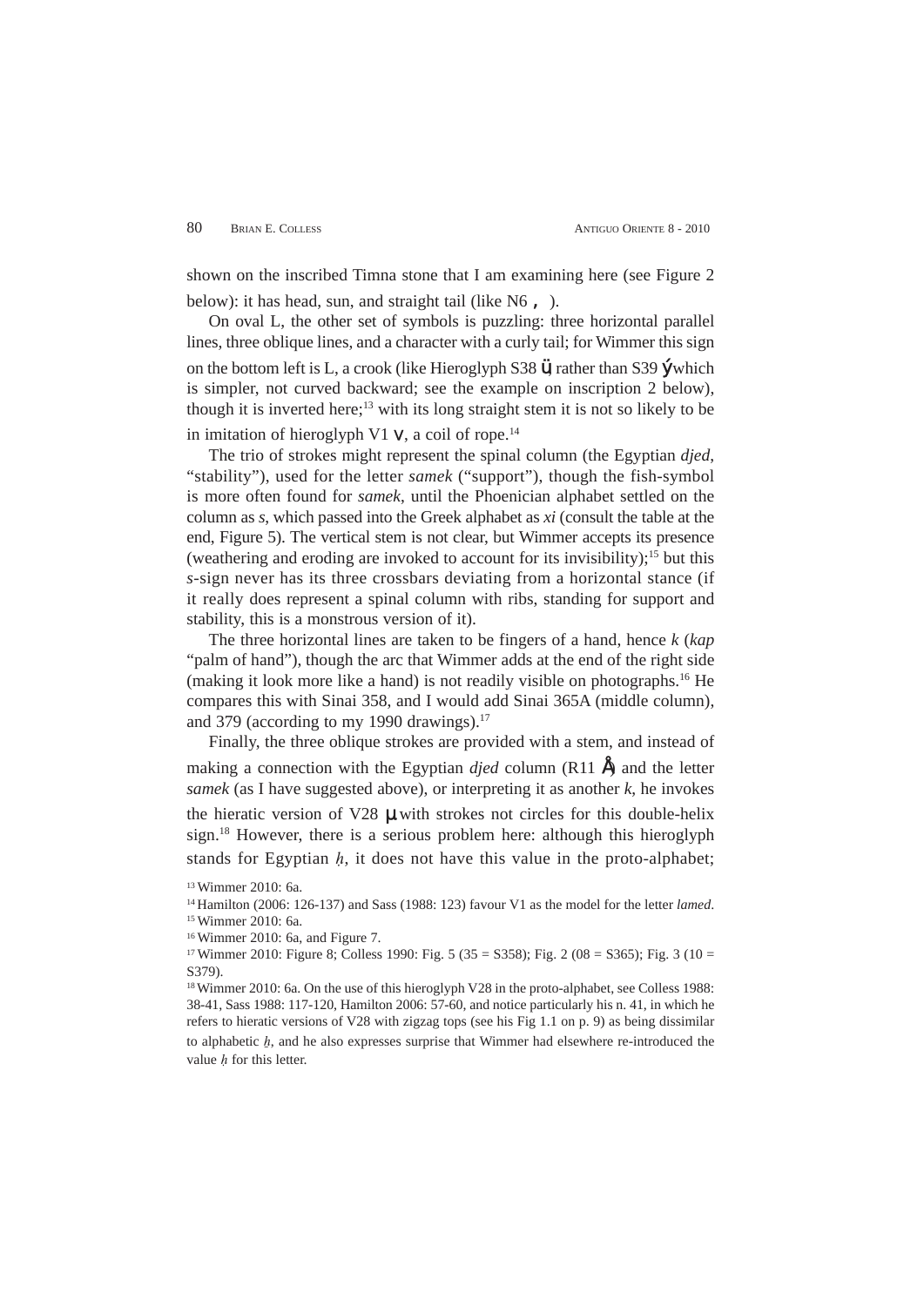shown on the inscribed Timna stone that I am examining here (see Figure 2 below): it has head, sun, and straight tail (like N6 **,** ).

On oval L, the other set of symbols is puzzling: three horizontal parallel lines, three oblique lines, and a character with a curly tail; for Wimmer this sign on the bottom left is L, a crook (like Hieroglyph S38 **ü** rather than S39 **ý** which is simpler, not curved backward; see the example on inscription 2 below), though it is inverted here;[13] with its long straight stem it is not so likely to be in imitation of hieroglyph V1 **v**, a coil of rope.[14]

The trio of strokes might represent the spinal column (the Egyptian *djed*, "stability"), used for the letter *samek* ("support"), though the fish-symbol is more often found for *samek*, until the Phoenician alphabet settled on the column as *s*, which passed into the Greek alphabet as *xi* (consult the table at the end, Figure 5). The vertical stem is not clear, but Wimmer accepts its presence (weathering and eroding are invoked to account for its invisibility);[15] but this *s*-sign never has its three crossbars deviating from a horizontal stance (if it really does represent a spinal column with ribs, standing for support and stability, this is a monstrous version of it).

The three horizontal lines are taken to be fingers of a hand, hence *k* (*kap* "palm of hand"), though the arc that Wimmer adds at the end of the right side (making it look more like a hand) is not readily visible on photographs.[16] He compares this with Sinai 358, and I would add Sinai 365A (middle column), and 379 (according to my 1990 drawings).[17]

Finally, the three oblique strokes are provided with a stem, and instead of making a connection with the Egyptian *djed* column (R11 **Å**) and the letter *samek* (as I have suggested above), or interpreting it as another *k*, he invokes the hieratic version of V28 **µ** with strokes not circles for this double-helix sign.[18] However, there is a serious problem here: although this hieroglyph stands for Egyptian *ḥ*, it does not have this value in the proto-alphabet;

---

[13] Wimmer 2010: 6a.

[14] Hamilton (2006: 126-137) and Sass (1988: 123) favour V1 as the model for the letter *lamed*.

[15] Wimmer 2010: 6a.

[16] Wimmer 2010: 6a, and Figure 7.

[17] Wimmer 2010: Figure 8; Colless 1990: Fig. 5 (35 = S358); Fig. 2 (08 = S365); Fig. 3 (10 = S379).

[18] Wimmer 2010: 6a. On the use of this hieroglyph V28 in the proto-alphabet, see Colless 1988: 38-41, Sass 1988: 117-120, Hamilton 2006: 57-60, and notice particularly his n. 41, in which he refers to hieratic versions of V28 with zigzag tops (see his Fig 1.1 on p. 9) as being dissimilar to alphabetic *ḫ*, and he also expresses surprise that Wimmer had elsewhere re-introduced the value *ḥ* for this letter.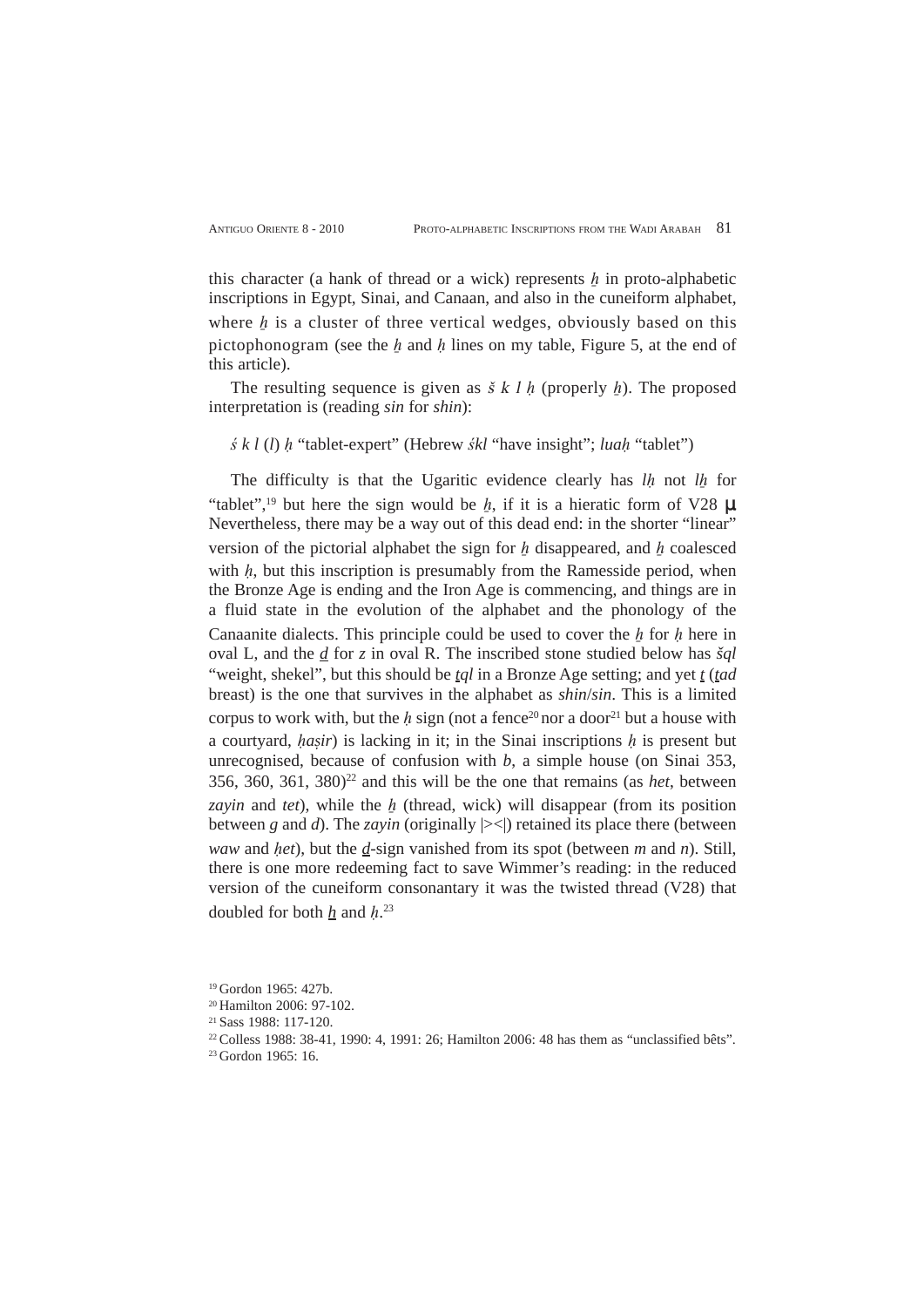this character (a hank of thread or a wick) represents *ḫ* in proto-alphabetic inscriptions in Egypt, Sinai, and Canaan, and also in the cuneiform alphabet, where *ḫ* is a cluster of three vertical wedges, obviously based on this pictophonogram (see the *ḫ* and *ḥ* lines on my table, Figure 5, at the end of this article).

The resulting sequence is given as *š k l ḥ* (properly *ḫ*). The proposed interpretation is (reading *sin* for *shin*):

*ś k l* (*l*) *ḥ* "tablet-expert" (Hebrew *śkl* "have insight"; *luaḥ* "tablet")

The difficulty is that the Ugaritic evidence clearly has *lḥ* not *lḫ* for "tablet",[19] but here the sign would be *ḫ*, if it is a hieratic form of V28 μ Nevertheless, there may be a way out of this dead end: in the shorter "linear" version of the pictorial alphabet the sign for *ḫ* disappeared, and *ḫ* coalesced with *ḥ*, but this inscription is presumably from the Ramesside period, when the Bronze Age is ending and the Iron Age is commencing, and things are in a fluid state in the evolution of the alphabet and the phonology of the Canaanite dialects. This principle could be used to cover the *ḫ* for *ḥ* here in oval L, and the *ḏ* for *z* in oval R. The inscribed stone studied below has *šql* "weight, shekel", but this should be *ṯql* in a Bronze Age setting; and yet *ṯ* (*ṯad* breast) is the one that survives in the alphabet as *shin*/*sin*. This is a limited corpus to work with, but the *ḥ* sign (not a fence[20] nor a door[21] but a house with a courtyard, *ḥaṣir*) is lacking in it; in the Sinai inscriptions *ḥ* is present but unrecognised, because of confusion with *b*, a simple house (on Sinai 353, 356, 360, 361, 380)[22] and this will be the one that remains (as *het*, between *zayin* and *tet*), while the *ḫ* (thread, wick) will disappear (from its position between *g* and *d*). The *zayin* (originally |><|) retained its place there (between *waw* and *ḥet*), but the *ḏ*-sign vanished from its spot (between *m* and *n*). Still, there is one more redeeming fact to save Wimmer's reading: in the reduced version of the cuneiform consonantary it was the twisted thread (V28) that doubled for both *ḫ* and *ḥ*.[23]

[19] Gordon 1965: 427b.

[20] Hamilton 2006: 97-102.

[21] Sass 1988: 117-120.

[22] Colless 1988: 38-41, 1990: 4, 1991: 26; Hamilton 2006: 48 has them as "unclassified bêts".

[23] Gordon 1965: 16.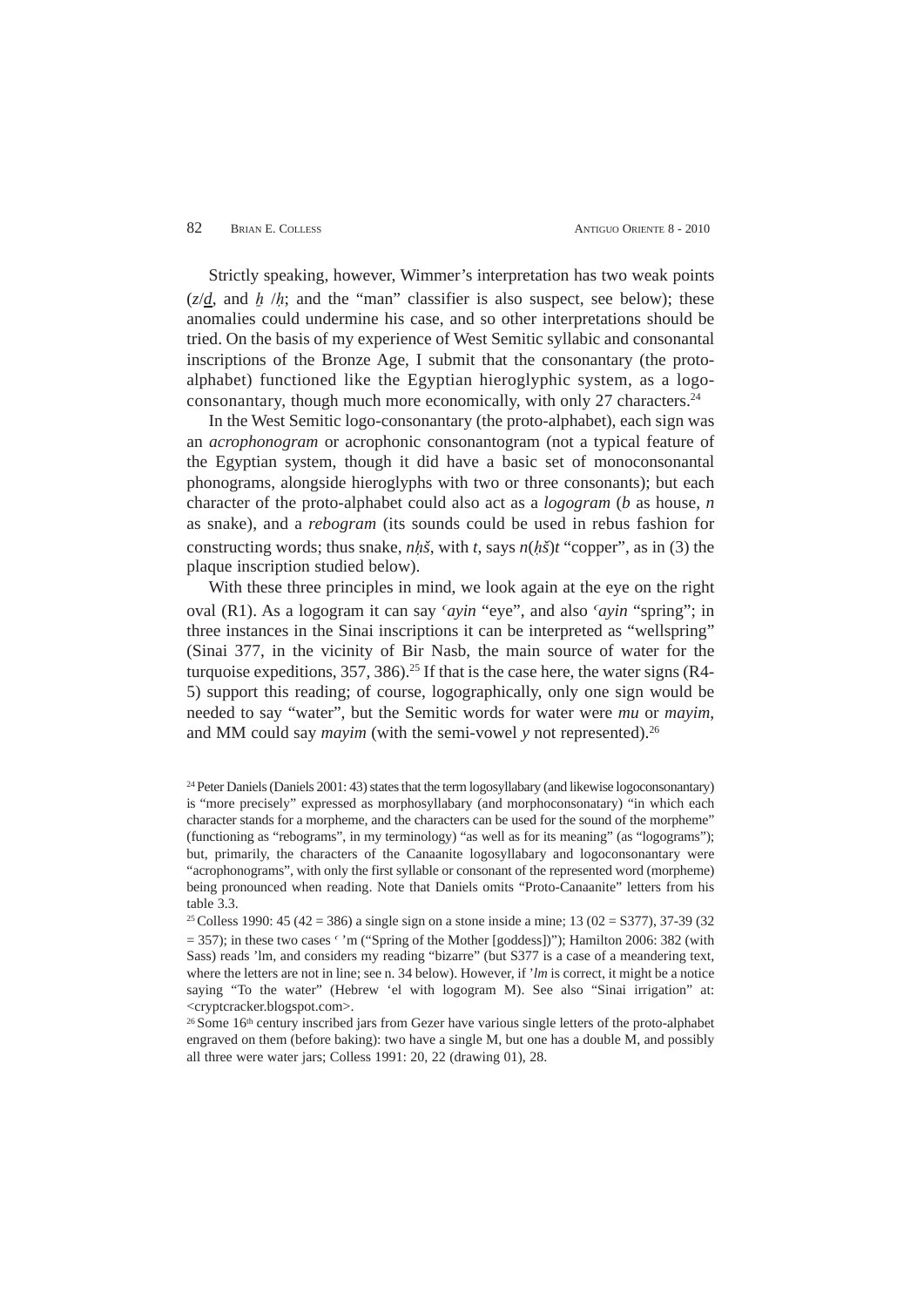Strictly speaking, however, Wimmer's interpretation has two weak points (*z*/*d̲*, and *ẖ* /*ḥ*; and the "man" classifier is also suspect, see below); these anomalies could undermine his case, and so other interpretations should be tried. On the basis of my experience of West Semitic syllabic and consonantal inscriptions of the Bronze Age, I submit that the consonantary (the proto-alphabet) functioned like the Egyptian hieroglyphic system, as a logo-consonantary, though much more economically, with only 27 characters.[24]

In the West Semitic logo-consonantary (the proto-alphabet), each sign was an *acrophonogram* or acrophonic consonantogram (not a typical feature of the Egyptian system, though it did have a basic set of monoconsonantal phonograms, alongside hieroglyphs with two or three consonants); but each character of the proto-alphabet could also act as a *logogram* (*b* as house, *n* as snake), and a *rebogram* (its sounds could be used in rebus fashion for constructing words; thus snake, *nḥš*, with *t*, says *n*(*ḥš*)*t* "copper", as in (3) the plaque inscription studied below).

With these three principles in mind, we look again at the eye on the right oval (R1). As a logogram it can say *ʿayin* "eye", and also *ʿayin* "spring"; in three instances in the Sinai inscriptions it can be interpreted as "wellspring" (Sinai 377, in the vicinity of Bir Nasb, the main source of water for the turquoise expeditions, 357, 386).[25] If that is the case here, the water signs (R4-5) support this reading; of course, logographically, only one sign would be needed to say "water", but the Semitic words for water were *mu* or *mayim*, and MM could say *mayim* (with the semi-vowel *y* not represented).[26]

---

[24] Peter Daniels (Daniels 2001: 43) states that the term logosyllabary (and likewise logoconsonantary) is "more precisely" expressed as morphosyllabary (and morphoconsonatary) "in which each character stands for a morpheme, and the characters can be used for the sound of the morpheme" (functioning as "rebograms", in my terminology) "as well as for its meaning" (as "logograms"); but, primarily, the characters of the Canaanite logosyllabary and logoconsonantary were "acrophonograms", with only the first syllable or consonant of the represented word (morpheme) being pronounced when reading. Note that Daniels omits "Proto-Canaanite" letters from his table 3.3.

[25] Colless 1990: 45 (42 = 386) a single sign on a stone inside a mine; 13 (02 = S377), 37-39 (32 = 357); in these two cases ʿ ʾm ("Spring of the Mother [goddess]"); Hamilton 2006: 382 (with Sass) reads ʾlm, and considers my reading "bizarre" (but S377 is a case of a meandering text, where the letters are not in line; see n. 34 below). However, if *ʾlm* is correct, it might be a notice saying "To the water" (Hebrew ʾel with logogram M). See also "Sinai irrigation" at: <cryptcracker.blogspot.com>.

[26] Some 16th century inscribed jars from Gezer have various single letters of the proto-alphabet engraved on them (before baking): two have a single M, but one has a double M, and possibly all three were water jars; Colless 1991: 20, 22 (drawing 01), 28.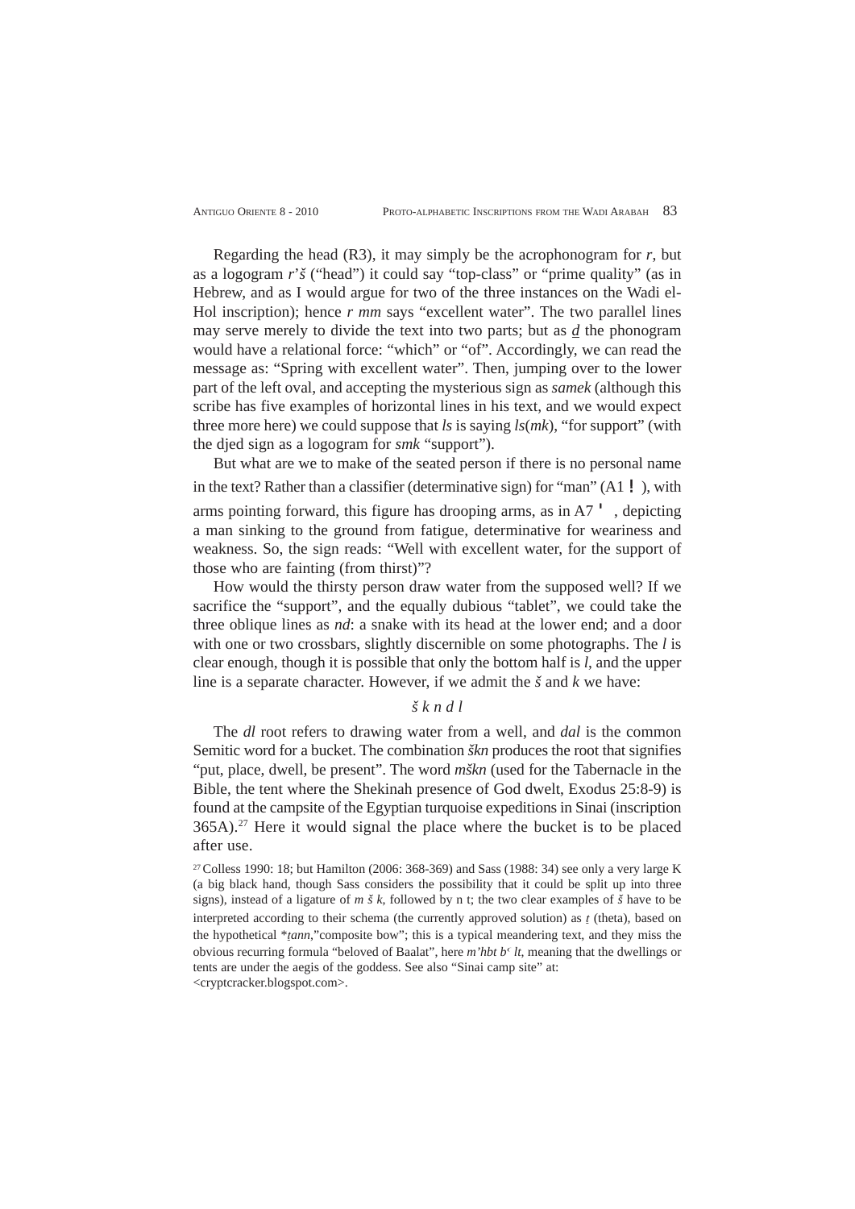Regarding the head (R3), it may simply be the acrophonogram for *r*, but as a logogram *r'š* ("head") it could say "top-class" or "prime quality" (as in Hebrew, and as I would argue for two of the three instances on the Wadi el-Hol inscription); hence *r mm* says "excellent water". The two parallel lines may serve merely to divide the text into two parts; but as *ḏ* the phonogram would have a relational force: "which" or "of". Accordingly, we can read the message as: "Spring with excellent water". Then, jumping over to the lower part of the left oval, and accepting the mysterious sign as *samek* (although this scribe has five examples of horizontal lines in his text, and we would expect three more here) we could suppose that *ls* is saying *ls*(*mk*), "for support" (with the djed sign as a logogram for *smk* "support").

But what are we to make of the seated person if there is no personal name in the text? Rather than a classifier (determinative sign) for "man" (A1 ! ), with arms pointing forward, this figure has drooping arms, as in A7 ' , depicting a man sinking to the ground from fatigue, determinative for weariness and weakness. So, the sign reads: "Well with excellent water, for the support of those who are fainting (from thirst)"?

How would the thirsty person draw water from the supposed well? If we sacrifice the "support", and the equally dubious "tablet", we could take the three oblique lines as *nd*: a snake with its head at the lower end; and a door with one or two crossbars, slightly discernible on some photographs. The *l* is clear enough, though it is possible that only the bottom half is *l*, and the upper line is a separate character. However, if we admit the *š* and *k* we have:

*š k n d l*

The *dl* root refers to drawing water from a well, and *dal* is the common Semitic word for a bucket. The combination *škn* produces the root that signifies "put, place, dwell, be present". The word *mškn* (used for the Tabernacle in the Bible, the tent where the Shekinah presence of God dwelt, Exodus 25:8-9) is found at the campsite of the Egyptian turquoise expeditions in Sinai (inscription 365A).[27] Here it would signal the place where the bucket is to be placed after use.

[27] Colless 1990: 18; but Hamilton (2006: 368-369) and Sass (1988: 34) see only a very large K (a big black hand, though Sass considers the possibility that it could be split up into three signs), instead of a ligature of *m š k*, followed by n t; the two clear examples of *š* have to be interpreted according to their schema (the currently approved solution) as *ṯ* (theta), based on the hypothetical *\*ṯann*,"composite bow"; this is a typical meandering text, and they miss the obvious recurring formula "beloved of Baalat", here *m'hbt bʿ lt*, meaning that the dwellings or tents are under the aegis of the goddess. See also "Sinai camp site" at: <cryptcracker.blogspot.com>.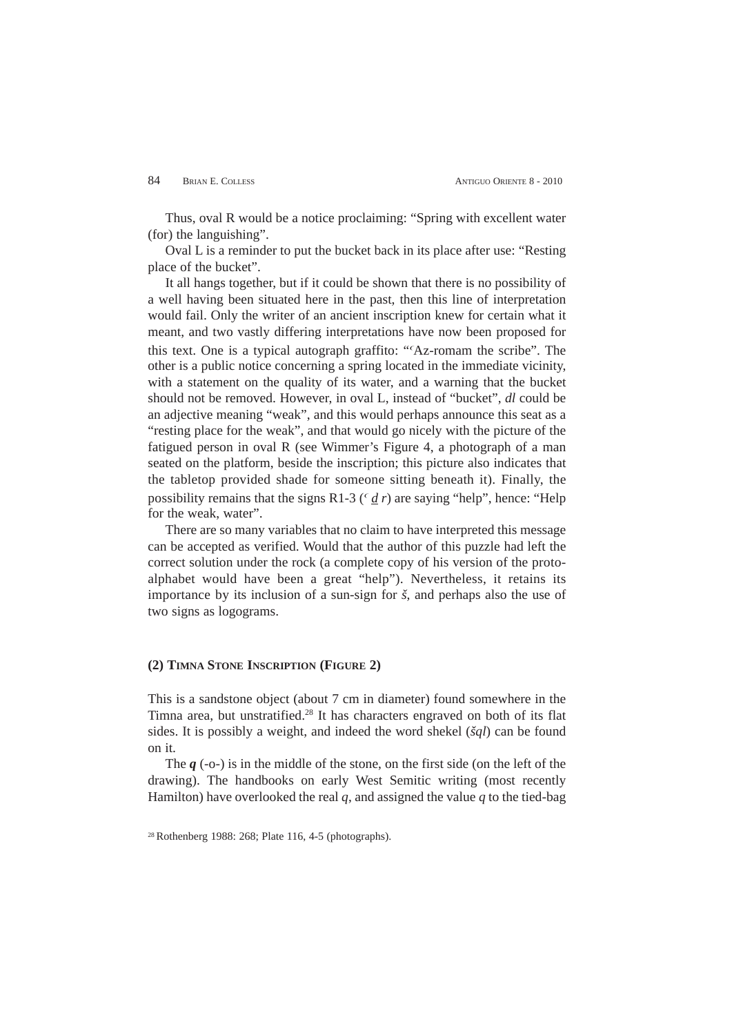Thus, oval R would be a notice proclaiming: “Spring with excellent water (for) the languishing”.

Oval L is a reminder to put the bucket back in its place after use: “Resting place of the bucket”.

It all hangs together, but if it could be shown that there is no possibility of a well having been situated here in the past, then this line of interpretation would fail. Only the writer of an ancient inscription knew for certain what it meant, and two vastly differing interpretations have now been proposed for this text. One is a typical autograph graffito: “ʿAz-romam the scribe”. The other is a public notice concerning a spring located in the immediate vicinity, with a statement on the quality of its water, and a warning that the bucket should not be removed. However, in oval L, instead of “bucket”, *dl* could be an adjective meaning “weak”, and this would perhaps announce this seat as a “resting place for the weak”, and that would go nicely with the picture of the fatigued person in oval R (see Wimmer’s Figure 4, a photograph of a man seated on the platform, beside the inscription; this picture also indicates that the tabletop provided shade for someone sitting beneath it). Finally, the possibility remains that the signs R1-3 (*ʿ d̲ r*) are saying “help”, hence: “Help for the weak, water”.

There are so many variables that no claim to have interpreted this message can be accepted as verified. Would that the author of this puzzle had left the correct solution under the rock (a complete copy of his version of the proto-alphabet would have been a great “help”). Nevertheless, it retains its importance by its inclusion of a sun-sign for *š*, and perhaps also the use of two signs as logograms.

## (2) Timna Stone Inscription (Figure 2)

This is a sandstone object (about 7 cm in diameter) found somewhere in the Timna area, but unstratified.[28] It has characters engraved on both of its flat sides. It is possibly a weight, and indeed the word shekel (*šql*) can be found on it.

The ***q*** (-o-) is in the middle of the stone, on the first side (on the left of the drawing). The handbooks on early West Semitic writing (most recently Hamilton) have overlooked the real *q*, and assigned the value *q* to the tied-bag

[28] Rothenberg 1988: 268; Plate 116, 4-5 (photographs).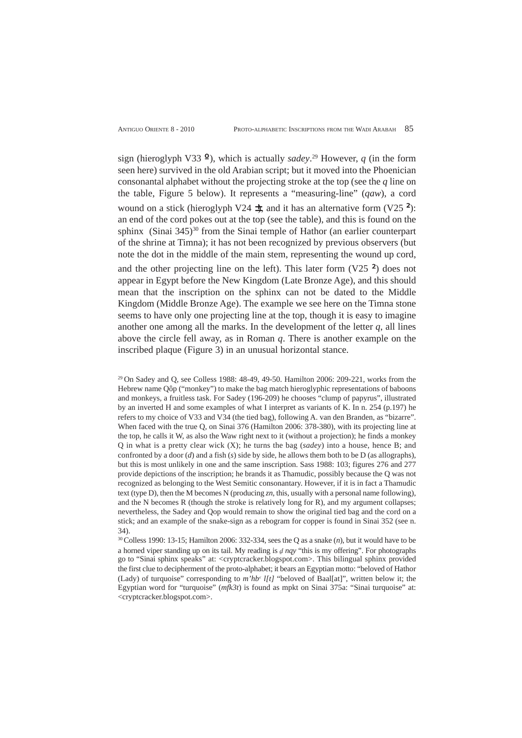sign (hieroglyph V33 ), which is actually *sadey*.[29] However, *q* (in the form seen here) survived in the old Arabian script; but it moved into the Phoenician consonantal alphabet without the projecting stroke at the top (see the *q* line on the table, Figure 5 below). It represents a "measuring-line" (*qaw*), a cord wound on a stick (hieroglyph V24 , and it has an alternative form (V25 ): an end of the cord pokes out at the top (see the table), and this is found on the sphinx (Sinai 345)[30] from the Sinai temple of Hathor (an earlier counterpart of the shrine at Timna); it has not been recognized by previous observers (but note the dot in the middle of the main stem, representing the wound up cord, and the other projecting line on the left). This later form (V25 ) does not appear in Egypt before the New Kingdom (Late Bronze Age), and this should mean that the inscription on the sphinx can not be dated to the Middle Kingdom (Middle Bronze Age). The example we see here on the Timna stone seems to have only one projecting line at the top, though it is easy to imagine another one among all the marks. In the development of the letter *q*, all lines above the circle fell away, as in Roman *q*. There is another example on the inscribed plaque (Figure 3) in an unusual horizontal stance.

[29] On Sadey and Q, see Colless 1988: 48-49, 49-50. Hamilton 2006: 209-221, works from the Hebrew name Qôp ("monkey") to make the bag match hieroglyphic representations of baboons and monkeys, a fruitless task. For Sadey (196-209) he chooses "clump of papyrus", illustrated by an inverted H and some examples of what I interpret as variants of K. In n. 254 (p.197) he refers to my choice of V33 and V34 (the tied bag), following A. van den Branden, as "bizarre". When faced with the true Q, on Sinai 376 (Hamilton 2006: 378-380), with its projecting line at the top, he calls it W, as also the Waw right next to it (without a projection); he finds a monkey Q in what is a pretty clear wick (X); he turns the bag (*sadey*) into a house, hence B; and confronted by a door (*d*) and a fish (*s*) side by side, he allows them both to be D (as allographs), but this is most unlikely in one and the same inscription. Sass 1988: 103; figures 276 and 277 provide depictions of the inscription; he brands it as Thamudic, possibly because the Q was not recognized as belonging to the West Semitic consonantary. However, if it is in fact a Thamudic text (type D), then the M becomes N (producing *zn*, this, usually with a personal name following), and the N becomes R (though the stroke is relatively long for R), and my argument collapses; nevertheless, the Sadey and Qop would remain to show the original tied bag and the cord on a stick; and an example of the snake-sign as a rebogram for copper is found in Sinai 352 (see n. 34).

[30] Colless 1990: 13-15; Hamilton 2006: 332-334, sees the Q as a snake (*n*), but it would have to be a horned viper standing up on its tail. My reading is *ḏ nqy* "this is my offering". For photographs go to "Sinai sphinx speaks" at: <cryptcracker.blogspot.com>. This bilingual sphinx provided the first clue to decipherment of the proto-alphabet; it bears an Egyptian motto: "beloved of Hathor (Lady) of turquoise" corresponding to *m'hbʿ l[t]* "beloved of Baal[at]", written below it; the Egyptian word for "turquoise" (*mfk3t*) is found as mpkt on Sinai 375a: "Sinai turquoise" at: <cryptcracker.blogspot.com>.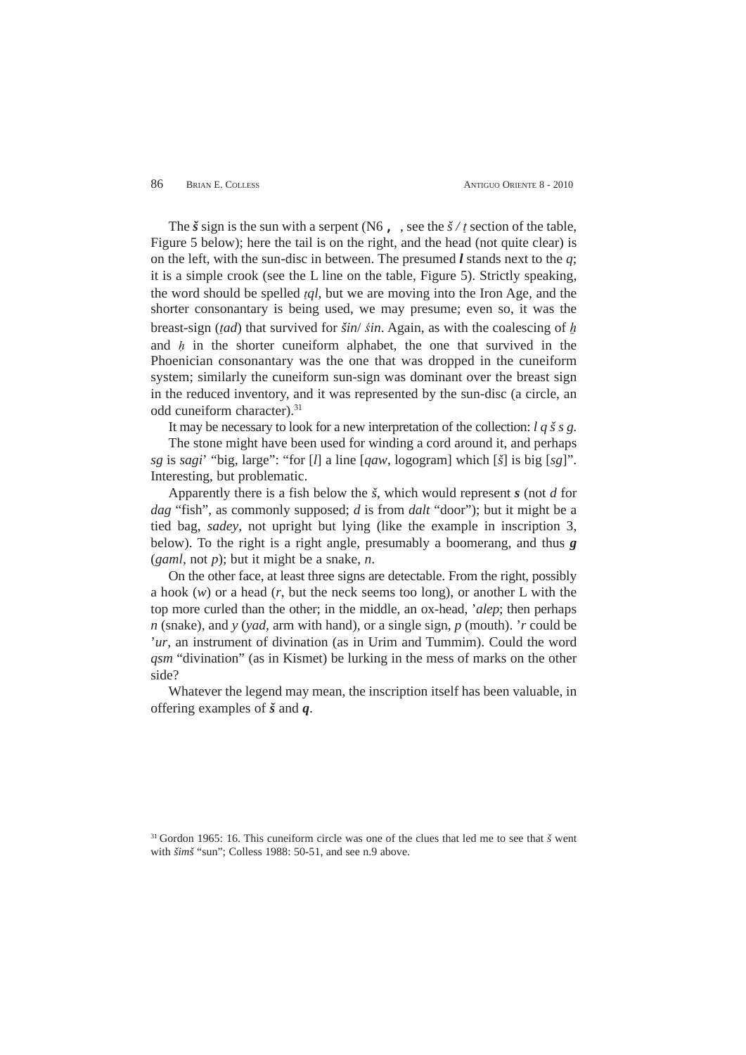The ***š*** sign is the sun with a serpent (N6 **,** , see the *š / ṯ* section of the table, Figure 5 below); here the tail is on the right, and the head (not quite clear) is on the left, with the sun-disc in between. The presumed ***l*** stands next to the *q*; it is a simple crook (see the L line on the table, Figure 5). Strictly speaking, the word should be spelled *ṯql*, but we are moving into the Iron Age, and the shorter consonantary is being used, we may presume; even so, it was the breast-sign (*ṯad*) that survived for *šin*/ *śin*. Again, as with the coalescing of *ḫ* and *ḥ* in the shorter cuneiform alphabet, the one that survived in the Phoenician consonantary was the one that was dropped in the cuneiform system; similarly the cuneiform sun-sign was dominant over the breast sign in the reduced inventory, and it was represented by the sun-disc (a circle, an odd cuneiform character).[31]

It may be necessary to look for a new interpretation of the collection: *l q š s g*.

The stone might have been used for winding a cord around it, and perhaps *sg* is *sagi*' "big, large": "for [*l*] a line [*qaw*, logogram] which [*š*] is big [*sg*]". Interesting, but problematic.

Apparently there is a fish below the *š*, which would represent ***s*** (not *d* for *dag* "fish", as commonly supposed; *d* is from *dalt* "door"); but it might be a tied bag, *sadey*, not upright but lying (like the example in inscription 3, below). To the right is a right angle, presumably a boomerang, and thus ***g*** (*gaml*, not *p*); but it might be a snake, *n*.

On the other face, at least three signs are detectable. From the right, possibly a hook (*w*) or a head (*r*, but the neck seems too long), or another L with the top more curled than the other; in the middle, an ox-head, '*alep*; then perhaps *n* (snake), and *y* (*yad*, arm with hand), or a single sign, *p* (mouth). '*r* could be '*ur*, an instrument of divination (as in Urim and Tummim). Could the word *qsm* "divination" (as in Kismet) be lurking in the mess of marks on the other side?

Whatever the legend may mean, the inscription itself has been valuable, in offering examples of ***š*** and ***q***.

[31] Gordon 1965: 16. This cuneiform circle was one of the clues that led me to see that *š* went with *šimš* "sun"; Colless 1988: 50-51, and see n.9 above.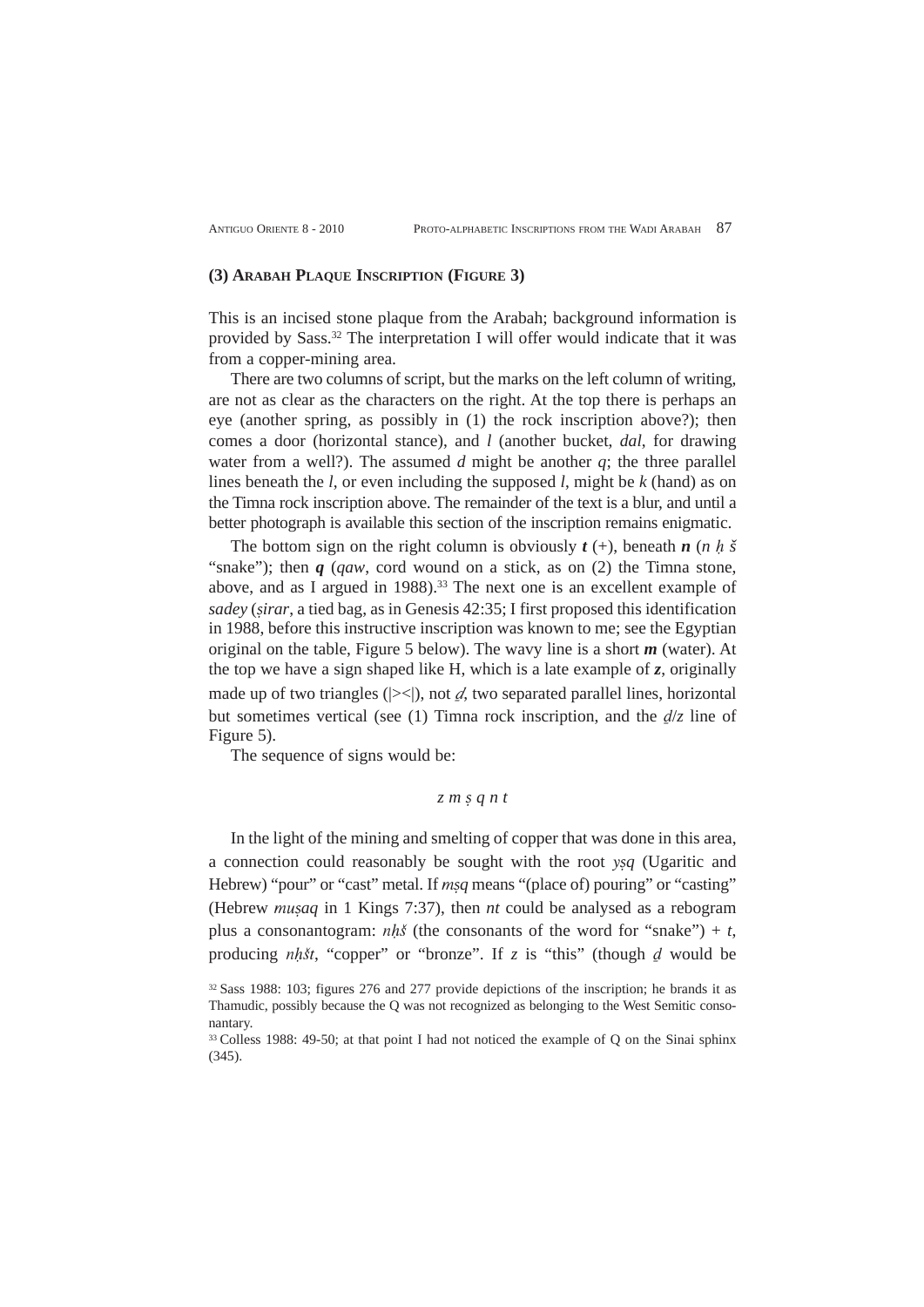### (3) Arabah Plaque Inscription (Figure 3)

This is an incised stone plaque from the Arabah; background information is provided by Sass.[32] The interpretation I will offer would indicate that it was from a copper-mining area.

There are two columns of script, but the marks on the left column of writing, are not as clear as the characters on the right. At the top there is perhaps an eye (another spring, as possibly in (1) the rock inscription above?); then comes a door (horizontal stance), and *l* (another bucket, *dal*, for drawing water from a well?). The assumed *d* might be another *q*; the three parallel lines beneath the *l*, or even including the supposed *l*, might be *k* (hand) as on the Timna rock inscription above. The remainder of the text is a blur, and until a better photograph is available this section of the inscription remains enigmatic.

The bottom sign on the right column is obviously ***t*** (+), beneath ***n*** (*n ḥ š* "snake"); then ***q*** (*qaw*, cord wound on a stick, as on (2) the Timna stone, above, and as I argued in 1988).[33] The next one is an excellent example of *sadey* (*ṣirar*, a tied bag, as in Genesis 42:35; I first proposed this identification in 1988, before this instructive inscription was known to me; see the Egyptian original on the table, Figure 5 below). The wavy line is a short ***m*** (water). At the top we have a sign shaped like H, which is a late example of ***z***, originally made up of two triangles (|><|), not *ḏ*, two separated parallel lines, horizontal but sometimes vertical (see (1) Timna rock inscription, and the *ḏ*/*z* line of Figure 5).

The sequence of signs would be:

*z m ṣ q n t*

In the light of the mining and smelting of copper that was done in this area, a connection could reasonably be sought with the root *yṣq* (Ugaritic and Hebrew) "pour" or "cast" metal. If *mṣq* means "(place of) pouring" or "casting" (Hebrew *muṣaq* in 1 Kings 7:37), then *nt* could be analysed as a rebogram plus a consonantogram: *nḥš* (the consonants of the word for "snake") + *t*, producing *nḥšt*, "copper" or "bronze". If *z* is "this" (though *ḏ* would be

[32] Sass 1988: 103; figures 276 and 277 provide depictions of the inscription; he brands it as Thamudic, possibly because the Q was not recognized as belonging to the West Semitic consonantary.

[33] Colless 1988: 49-50; at that point I had not noticed the example of Q on the Sinai sphinx (345).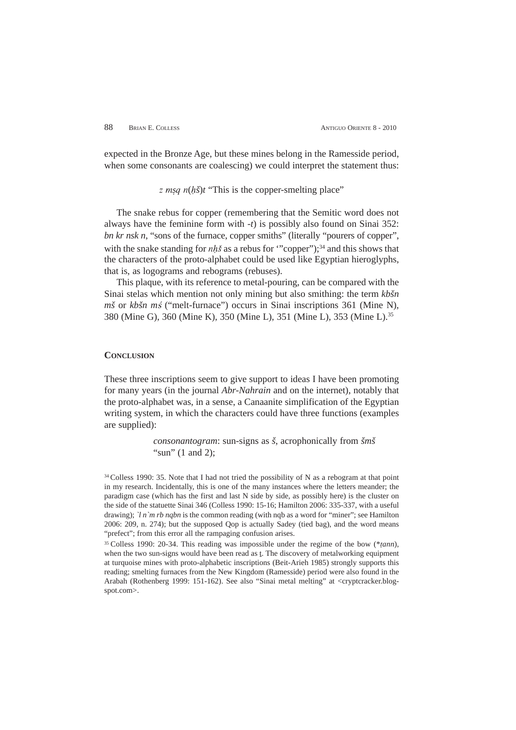expected in the Bronze Age, but these mines belong in the Ramesside period, when some consonants are coalescing) we could interpret the statement thus:

*z mṣq n*(*ḥš*)*t* "This is the copper-smelting place"

The snake rebus for copper (remembering that the Semitic word does not always have the feminine form with *-t*) is possibly also found on Sinai 352: *bn kr nsk n*, "sons of the furnace, copper smiths" (literally "pourers of copper", with the snake standing for *nḥš* as a rebus for '"copper");[34] and this shows that the characters of the proto-alphabet could be used like Egyptian hieroglyphs, that is, as logograms and rebograms (rebuses).

This plaque, with its reference to metal-pouring, can be compared with the Sinai stelas which mention not only mining but also smithing: the term *kbšn mš* or *kbšn mś* ("melt-furnace") occurs in Sinai inscriptions 361 (Mine N), 380 (Mine G), 360 (Mine K), 350 (Mine L), 351 (Mine L), 353 (Mine L).[35]

## Conclusion

These three inscriptions seem to give support to ideas I have been promoting for many years (in the journal *Abr-Nahrain* and on the internet), notably that the proto-alphabet was, in a sense, a Canaanite simplification of the Egyptian writing system, in which the characters could have three functions (examples are supplied):

> *consonantogram*: sun-signs as *š*, acrophonically from *šmš* "sun" (1 and 2);

[34] Colless 1990: 35. Note that I had not tried the possibility of N as a rebogram at that point in my research. Incidentally, this is one of the many instances where the letters meander; the paradigm case (which has the first and last N side by side, as possibly here) is the cluster on the side of the statuette Sinai 346 (Colless 1990: 15-16; Hamilton 2006: 335-337, with a useful drawing); *`l n`m rb nqbn* is the common reading (with nqb as a word for "miner"; see Hamilton 2006: 209, n. 274); but the supposed Qop is actually Sadey (tied bag), and the word means "prefect"; from this error all the rampaging confusion arises.

[35] Colless 1990: 20-34. This reading was impossible under the regime of the bow (*\*ṯann*), when the two sun-signs would have been read as ṯ. The discovery of metalworking equipment at turquoise mines with proto-alphabetic inscriptions (Beit-Arieh 1985) strongly supports this reading; smelting furnaces from the New Kingdom (Ramesside) period were also found in the Arabah (Rothenberg 1999: 151-162). See also "Sinai metal melting" at <cryptcracker.blogspot.com>.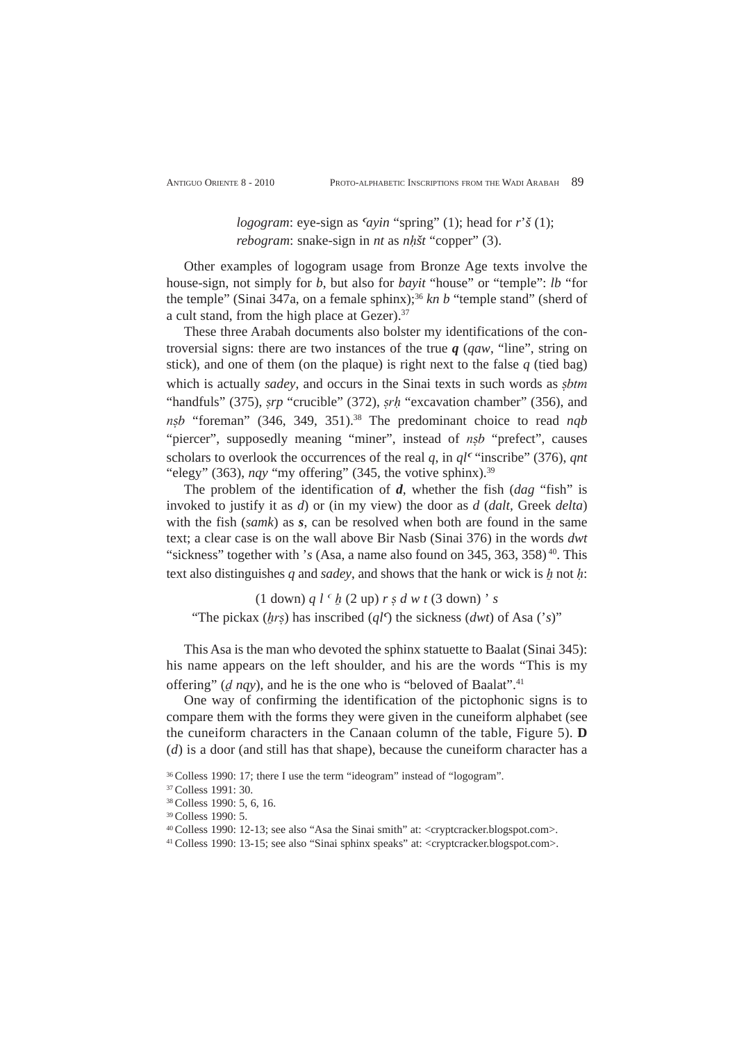*logogram*: eye-sign as *ʿayin* "spring" (1); head for *r'š* (1);
*rebogram*: snake-sign in *nt* as *nḥšt* "copper" (3).

Other examples of logogram usage from Bronze Age texts involve the house-sign, not simply for *b*, but also for *bayit* "house" or "temple": *lb* "for the temple" (Sinai 347a, on a female sphinx);[36] *kn b* "temple stand" (sherd of a cult stand, from the high place at Gezer).[37]

These three Arabah documents also bolster my identifications of the controversial signs: there are two instances of the true ***q*** (*qaw*, "line", string on stick), and one of them (on the plaque) is right next to the false *q* (tied bag) which is actually *sadey*, and occurs in the Sinai texts in such words as *ṣbtm* "handfuls" (375), *ṣrp* "crucible" (372), *ṣrḥ* "excavation chamber" (356), and *nṣb* "foreman" (346, 349, 351).[38] The predominant choice to read *nqb* "piercer", supposedly meaning "miner", instead of *nṣb* "prefect", causes scholars to overlook the occurrences of the real *q*, in *qlʿ* "inscribe" (376), *qnt* "elegy" (363), *nqy* "my offering" (345, the votive sphinx).[39]

The problem of the identification of ***d***, whether the fish (*dag* "fish" is invoked to justify it as *d*) or (in my view) the door as *d* (*dalt*, Greek *delta*) with the fish (*samk*) as ***s***, can be resolved when both are found in the same text; a clear case is on the wall above Bir Nasb (Sinai 376) in the words *dwt* "sickness" together with *'s* (Asa, a name also found on 345, 363, 358)[40]. This text also distinguishes *q* and *sadey*, and shows that the hank or wick is *ḫ* not *ḥ*:

(1 down) *q l ʿ ḫ* (2 up) *r ṣ d w t* (3 down) *' s*

"The pickax (*ḫrṣ*) has inscribed (*qlʿ*) the sickness (*dwt*) of Asa (*'s*)"

This Asa is the man who devoted the sphinx statuette to Baalat (Sinai 345): his name appears on the left shoulder, and his are the words "This is my offering" (*ḏ nqy*), and he is the one who is "beloved of Baalat".[41]

One way of confirming the identification of the pictophonic signs is to compare them with the forms they were given in the cuneiform alphabet (see the cuneiform characters in the Canaan column of the table, Figure 5). **D** (*d*) is a door (and still has that shape), because the cuneiform character has a

[36] Colless 1990: 17; there I use the term "ideogram" instead of "logogram".

[37] Colless 1991: 30.

[38] Colless 1990: 5, 6, 16.

[39] Colless 1990: 5.

[40] Colless 1990: 12-13; see also "Asa the Sinai smith" at: <cryptcracker.blogspot.com>.

[41] Colless 1990: 13-15; see also "Sinai sphinx speaks" at: <cryptcracker.blogspot.com>.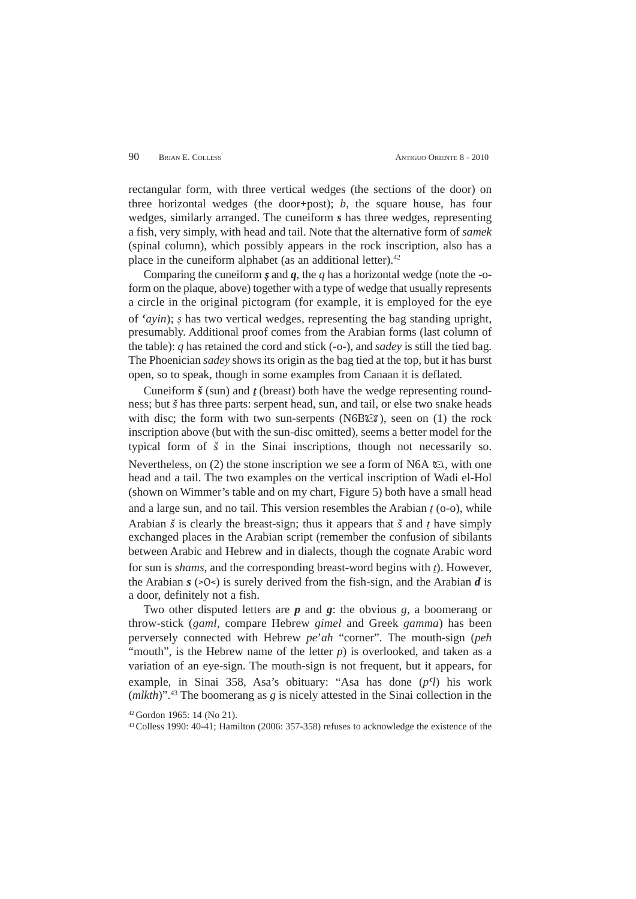rectangular form, with three vertical wedges (the sections of the door) on three horizontal wedges (the door+post); *b*, the square house, has four wedges, similarly arranged. The cuneiform ***s*** has three wedges, representing a fish, very simply, with head and tail. Note that the alternative form of *samek* (spinal column), which possibly appears in the rock inscription, also has a place in the cuneiform alphabet (as an additional letter).[42]

Comparing the cuneiform ***ṣ*** and ***q***, the *q* has a horizontal wedge (note the -o-form on the plaque, above) together with a type of wedge that usually represents a circle in the original pictogram (for example, it is employed for the eye of *ʿayin*); *ṣ* has two vertical wedges, representing the bag standing upright, presumably. Additional proof comes from the Arabian forms (last column of the table): *q* has retained the cord and stick (-o-), and *sadey* is still the tied bag. The Phoenician *sadey* shows its origin as the bag tied at the top, but it has burst open, so to speak, though in some examples from Canaan it is deflated.

Cuneiform ***š*** (sun) and ***ṯ*** (breast) both have the wedge representing roundness; but *š* has three parts: serpent head, sun, and tail, or else two snake heads with disc; the form with two sun-serpents (N6B), seen on (1) the rock inscription above (but with the sun-disc omitted), seems a better model for the typical form of *š* in the Sinai inscriptions, though not necessarily so. Nevertheless, on (2) the stone inscription we see a form of N6A, with one head and a tail. The two examples on the vertical inscription of Wadi el-Hol (shown on Wimmer's table and on my chart, Figure 5) both have a small head and a large sun, and no tail. This version resembles the Arabian *ṯ* (o-o), while Arabian *š* is clearly the breast-sign; thus it appears that *š* and *ṯ* have simply exchanged places in the Arabian script (remember the confusion of sibilants between Arabic and Hebrew and in dialects, though the cognate Arabic word for sun is *shams*, and the corresponding breast-word begins with *ṯ*). However, the Arabian ***s*** (>O<) is surely derived from the fish-sign, and the Arabian ***d*** is a door, definitely not a fish.

Two other disputed letters are ***p*** and ***g***: the obvious *g*, a boomerang or throw-stick (*gaml*, compare Hebrew *gimel* and Greek *gamma*) has been perversely connected with Hebrew *pe'ah* "corner". The mouth-sign (*peh* "mouth", is the Hebrew name of the letter *p*) is overlooked, and taken as a variation of an eye-sign. The mouth-sign is not frequent, but it appears, for example, in Sinai 358, Asa's obituary: "Asa has done (*pʿl*) his work (*mlkth*)".[43] The boomerang as *g* is nicely attested in the Sinai collection in the

[42] Gordon 1965: 14 (No 21).

[43] Colless 1990: 40-41; Hamilton (2006: 357-358) refuses to acknowledge the existence of the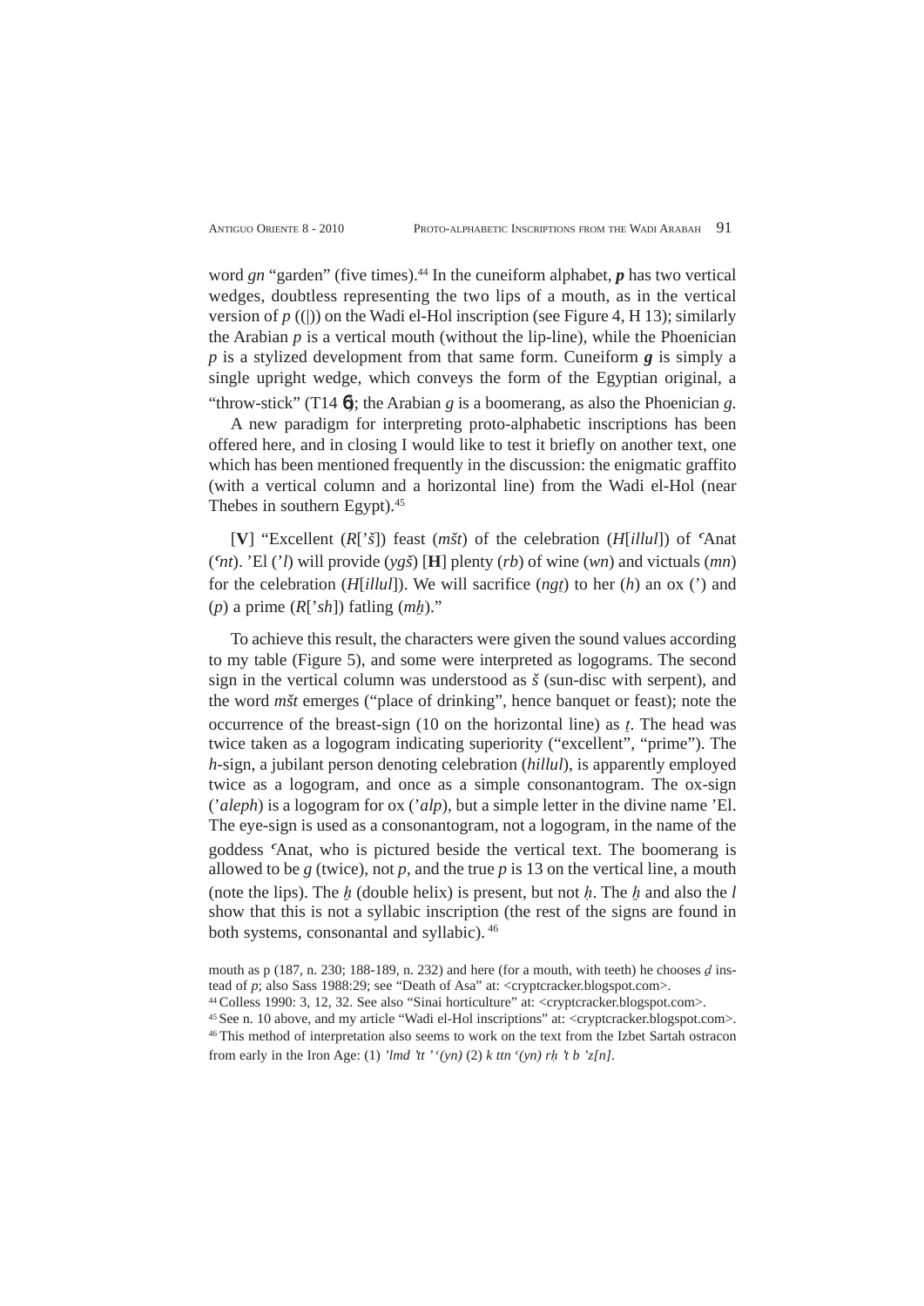word *gn* "garden" (five times).[44] In the cuneiform alphabet, ***p*** has two vertical wedges, doubtless representing the two lips of a mouth, as in the vertical version of *p* ((|)) on the Wadi el-Hol inscription (see Figure 4, H 13); similarly the Arabian *p* is a vertical mouth (without the lip-line), while the Phoenician *p* is a stylized development from that same form. Cuneiform ***g*** is simply a single upright wedge, which conveys the form of the Egyptian original, a "throw-stick" (T14 ); the Arabian *g* is a boomerang, as also the Phoenician *g*.

A new paradigm for interpreting proto-alphabetic inscriptions has been offered here, and in closing I would like to test it briefly on another text, one which has been mentioned frequently in the discussion: the enigmatic graffito (with a vertical column and a horizontal line) from the Wadi el-Hol (near Thebes in southern Egypt).[45]

[**V**] "Excellent (*R*['*š*]) feast (*mšt*) of the celebration (*H*[*illul*]) of ʿAnat (*ʿnt*). 'El (*'l*) will provide (*ygš*) [**H**] plenty (*rb*) of wine (*wn*) and victuals (*mn*) for the celebration (*H*[*illul*]). We will sacrifice (*ngṯ*) to her (*h*) an ox (') and (*p*) a prime (*R*['*sh*]) fatling (*mẖ*)."

To achieve this result, the characters were given the sound values according to my table (Figure 5), and some were interpreted as logograms. The second sign in the vertical column was understood as *š* (sun-disc with serpent), and the word *mšt* emerges ("place of drinking", hence banquet or feast); note the occurrence of the breast-sign (10 on the horizontal line) as *ṯ*. The head was twice taken as a logogram indicating superiority ("excellent", "prime"). The *h*-sign, a jubilant person denoting celebration (*hillul*), is apparently employed twice as a logogram, and once as a simple consonantogram. The ox-sign (*'aleph*) is a logogram for ox (*'alp*), but a simple letter in the divine name 'El. The eye-sign is used as a consonantogram, not a logogram, in the name of the goddess ʿAnat, who is pictured beside the vertical text. The boomerang is allowed to be *g* (twice), not *p*, and the true *p* is 13 on the vertical line, a mouth (note the lips). The *ẖ* (double helix) is present, but not *ḥ*. The *ẖ* and also the *l* show that this is not a syllabic inscription (the rest of the signs are found in both systems, consonantal and syllabic).[46]

---

mouth as p (187, n. 230; 188-189, n. 232) and here (for a mouth, with teeth) he chooses *ḏ* instead of *p*; also Sass 1988:29; see "Death of Asa" at: <cryptcracker.blogspot.com>.

[44] Colless 1990: 3, 12, 32. See also "Sinai horticulture" at: <cryptcracker.blogspot.com>.

[45] See n. 10 above, and my article "Wadi el-Hol inscriptions" at: <cryptcracker.blogspot.com>.

[46] This method of interpretation also seems to work on the text from the Izbet Sartah ostracon from early in the Iron Age: (1) *'lmd 'tt ' '(yn)* (2) *k ttn '(yn) rḥ 't b 'z[n]*.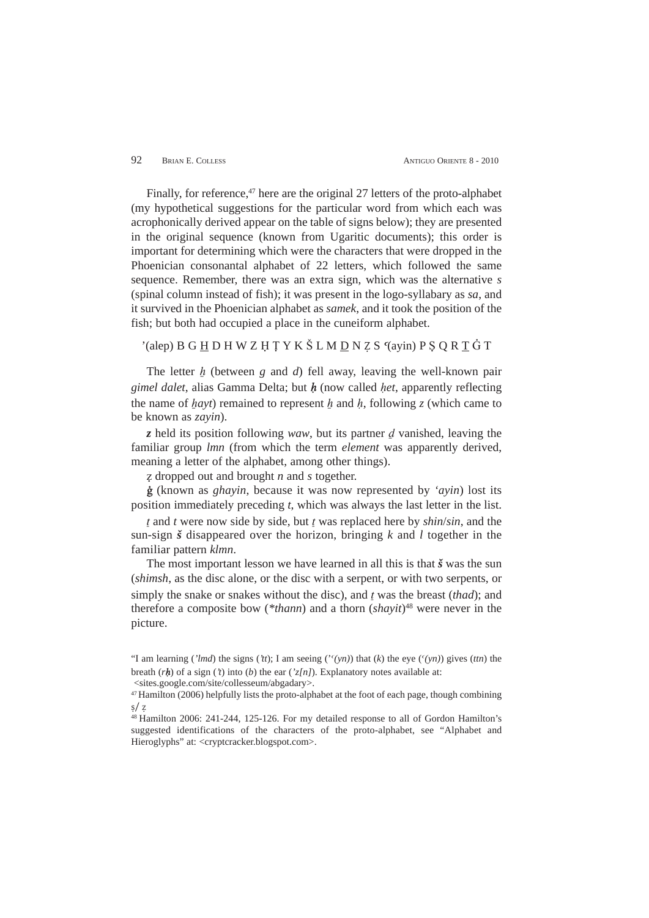Finally, for reference,[47] here are the original 27 letters of the proto-alphabet (my hypothetical suggestions for the particular word from which each was acrophonically derived appear on the table of signs below); they are presented in the original sequence (known from Ugaritic documents); this order is important for determining which were the characters that were dropped in the Phoenician consonantal alphabet of 22 letters, which followed the same sequence. Remember, there was an extra sign, which was the alternative *s* (spinal column instead of fish); it was present in the logo-syllabary as *sa*, and it survived in the Phoenician alphabet as *samek*, and it took the position of the fish; but both had occupied a place in the cuneiform alphabet.

ʼ(alep) B G H̲ D H W Z Ḥ Ṭ Y K Š L M D̲ N Ẓ S ʿ(ayin) P Ṣ Q R T̲ Ġ T

The letter *ẖ* (between *g* and *d*) fell away, leaving the well-known pair *gimel dalet*, alias Gamma Delta; but ***ḥ*** (now called *ḥet*, apparently reflecting the name of *ẖayt*) remained to represent *ẖ* and *ḥ*, following *z* (which came to be known as *zayin*).

***z*** held its position following *waw*, but its partner *ḏ* vanished, leaving the familiar group *lmn* (from which the term *element* was apparently derived, meaning a letter of the alphabet, among other things).

*ẓ* dropped out and brought *n* and *s* together.

***ġ*** (known as *ghayin*, because it was now represented by *ʻayin*) lost its position immediately preceding *t*, which was always the last letter in the list.

*ṯ* and *t* were now side by side, but *ṯ* was replaced here by *shin*/*sin*, and the sun-sign ***š*** disappeared over the horizon, bringing *k* and *l* together in the familiar pattern *klmn*.

The most important lesson we have learned in all this is that ***š*** was the sun (*shimsh*, as the disc alone, or the disc with a serpent, or with two serpents, or simply the snake or snakes without the disc), and *ṯ* was the breast (*thad*); and therefore a composite bow (*\*thann*) and a thorn (*shayit*)[48] were never in the picture.

---

"I am learning (*'lmd*) the signs (*'tt*); I am seeing (*''(yn)*) that (*k*) the eye (*'(yn)*) gives (*ttn*) the breath (*rḥ*) of a sign (*'t*) into (*b*) the ear (*'z[n]*). Explanatory notes available at: <sites.google.com/site/collesseum/abgadary>.

[47] Hamilton (2006) helpfully lists the proto-alphabet at the foot of each page, though combining ṣ/ ẓ

[48] Hamilton 2006: 241-244, 125-126. For my detailed response to all of Gordon Hamilton's suggested identifications of the characters of the proto-alphabet, see "Alphabet and Hieroglyphs" at: <cryptcracker.blogspot.com>.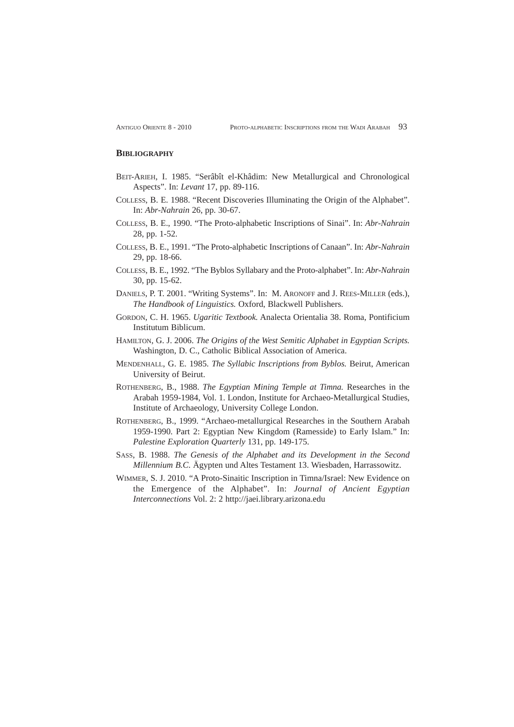## Bibliography

Beit-Arieh, I. 1985. "Serâbît el-Khâdim: New Metallurgical and Chronological Aspects". In: *Levant* 17, pp. 89-116.

Colless, B. E. 1988. "Recent Discoveries Illuminating the Origin of the Alphabet". In: *Abr-Nahrain* 26, pp. 30-67.

Colless, B. E., 1990. "The Proto-alphabetic Inscriptions of Sinai". In: *Abr-Nahrain* 28, pp. 1-52.

Colless, B. E., 1991. "The Proto-alphabetic Inscriptions of Canaan". In: *Abr-Nahrain* 29, pp. 18-66.

Colless, B. E., 1992. "The Byblos Syllabary and the Proto-alphabet". In: *Abr-Nahrain* 30, pp. 15-62.

Daniels, P. T. 2001. "Writing Systems". In: M. Aronoff and J. Rees-Miller (eds.), *The Handbook of Linguistics.* Oxford, Blackwell Publishers.

Gordon, C. H. 1965. *Ugaritic Textbook.* Analecta Orientalia 38. Roma, Pontificium Institutum Biblicum.

Hamilton, G. J. 2006. *The Origins of the West Semitic Alphabet in Egyptian Scripts.* Washington, D. C., Catholic Biblical Association of America.

Mendenhall, G. E. 1985. *The Syllabic Inscriptions from Byblos.* Beirut, American University of Beirut.

Rothenberg, B., 1988. *The Egyptian Mining Temple at Timna.* Researches in the Arabah 1959-1984, Vol. 1. London, Institute for Archaeo-Metallurgical Studies, Institute of Archaeology, University College London.

Rothenberg, B., 1999. "Archaeo-metallurgical Researches in the Southern Arabah 1959-1990. Part 2: Egyptian New Kingdom (Ramesside) to Early Islam." In: *Palestine Exploration Quarterly* 131, pp. 149-175.

Sass, B. 1988. *The Genesis of the Alphabet and its Development in the Second Millennium B.C.* Ägypten und Altes Testament 13. Wiesbaden, Harrassowitz.

Wimmer, S. J. 2010. "A Proto-Sinaitic Inscription in Timna/Israel: New Evidence on the Emergence of the Alphabet". In: *Journal of Ancient Egyptian Interconnections* Vol. 2: 2 http://jaei.library.arizona.edu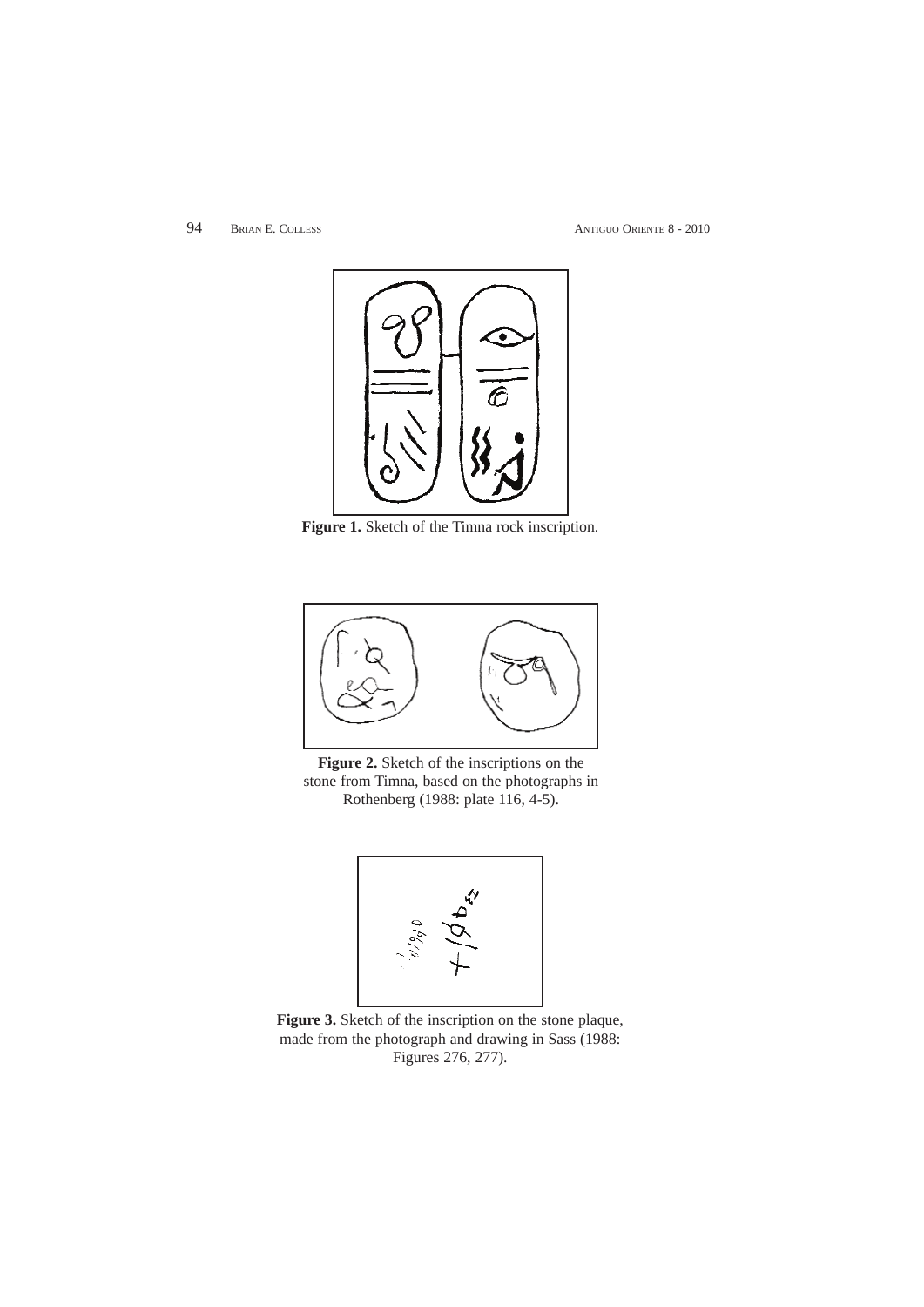**Figure 1.** Sketch of the Timna rock inscription.

**Figure 2.** Sketch of the inscriptions on the stone from Timna, based on the photographs in Rothenberg (1988: plate 116, 4-5).

**Figure 3.** Sketch of the inscription on the stone plaque, made from the photograph and drawing in Sass (1988: Figures 276, 277).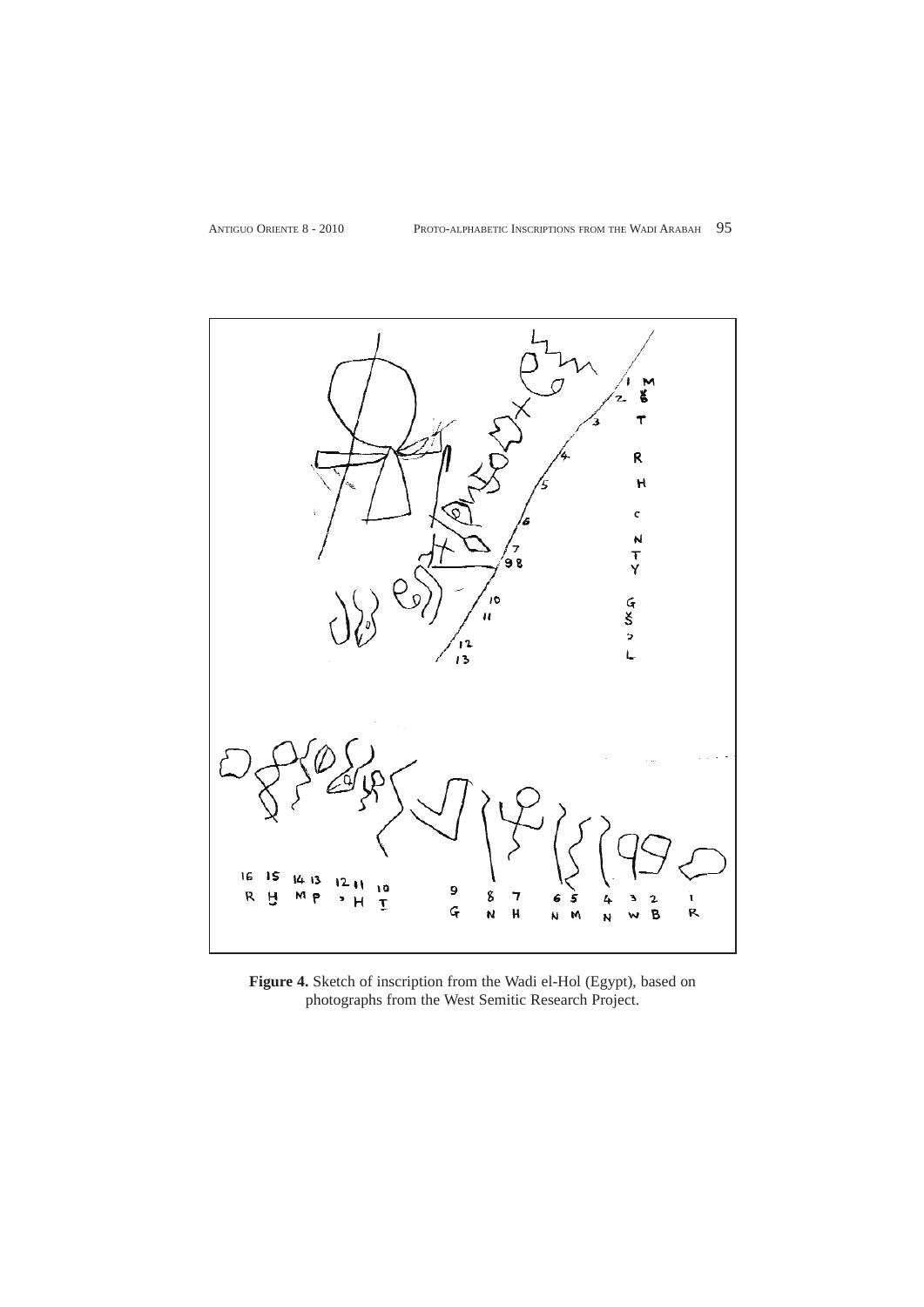**Figure 4.** Sketch of inscription from the Wadi el-Hol (Egypt), based on photographs from the West Semitic Research Project.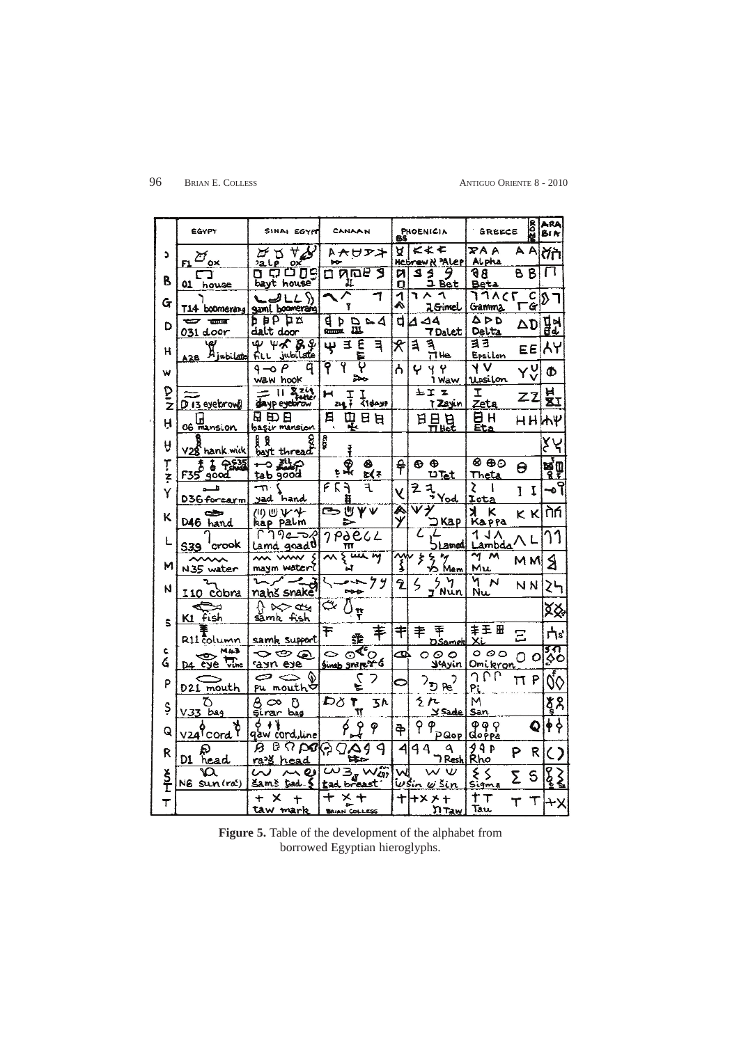| | EGYPT | SINAI EGYPT | CANAAN | PHOENICIA | GREECE | ARABIA |
|---|---|---|---|---|---|---|
| ʾ | F1 ox | ʾalp ox | | Hebrew א ʾAlep | Alpha A A | |
| B | O1 house | bayt house | | ב Bet | Beta B B | |
| G | T14 boomerang | gaml boomerang | | ג Gimel | Gamma Γ G | |
| D | O31 door | dalt door | | ד Dalet | Delta Δ D | |
| H | A28 jubilate | hll jubilate | | ה He | Epsilon E E | |
| W | | waw hook | | ו Waw | Upsilon Y U V | |
| D Z | D13 eyebrow | ḏayp eyebrow | zy ? ʿ(days) | ז Zayin | Zeta Z Z | |
| Ḥ | O6 mansion | ḥaṣir mansion | | ח Ḥet | Eta H H | |
| Ḫ | V28 hank wick | ḫayt thread | | | | |
| Ṭ Ẓ | F35 good | ṭab good | | ט Ṭet | Theta Θ | |
| Y | D36 forearm | yad hand | | י Yod | Iota I | |
| K | D46 hand | kap palm | | כ Kap | Kappa K K | |
| L | S39 crook | lamd goad | | ל Lamed | Lambda Λ L | |
| M | N35 water | maym water | | מ Mem | Mu M M | |
| N | I10 cobra | naḥš snake | | נ Nun | Nu N N | |
| S | K1 fish | samk fish | | | | |
| | R11 column | samk support | | ס Samek | Xi Ξ | |
| ʿ Ġ | D4 eye vine | ʿayn eye | ġinab grape | ע ʿAyin | Omikron O O | |
| P | D21 mouth | pu mouth | | פ Pe | Pi Π P | |
| Ṣ | V33 bag | ṣirar bag | | צ Ṣade | San M | |
| Q | V24 cord | qaw cord, line | | ק Qop | Qoppa Q | |
| R | D1 head | raʾš head | | ר Resh | Rho P R | |
| Š Ṯ | N6 sun (raʿ) | šamš ṯad | ṯad breast | ש Šin | Sigma Σ S | |
| T | | taw mark | BRIAN COLLESS | ת Taw | Tau T T | |

**Figure 5.** Table of the development of the alphabet from borrowed Egyptian hieroglyphs.